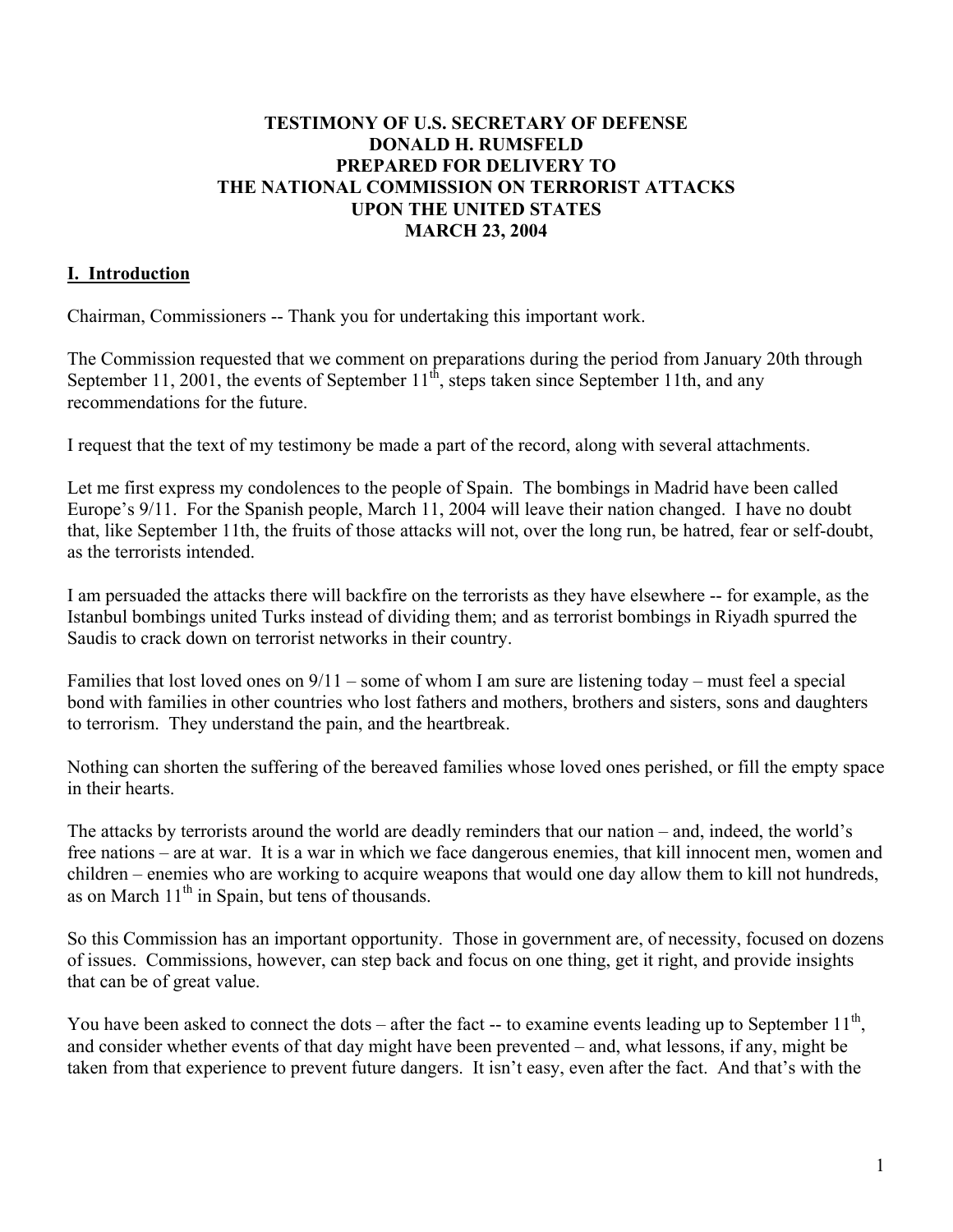# TESTIMONY OF U.S. SECRETARY OF DEFENSE DONALD H. RUMSFELD PREPARED FOR DELIVERY TO THE NATIONAL COMMISSION ON TERRORIST ATTACKS UPON THE UNITED STATES MARCH 23, 2004

## I. Introduction

Chairman, Commissioners -- Thank you for undertaking this important work.

The Commission requested that we comment on preparations during the period from January 20th through September 11, 2001, the events of September 11th, steps taken since September 11th, and any recommendations for the future.

I request that the text of my testimony be made a part of the record, along with several attachments.

Let me first express my condolences to the people of Spain. The bombings in Madrid have been called Europe's 9/11. For the Spanish people, March 11, 2004 will leave their nation changed. I have no doubt that, like September 11th, the fruits of those attacks will not, over the long run, be hatred, fear or self-doubt, as the terrorists intended.

I am persuaded the attacks there will backfire on the terrorists as they have elsewhere -- for example, as the Istanbul bombings united Turks instead of dividing them; and as terrorist bombings in Riyadh spurred the Saudis to crack down on terrorist networks in their country.

Families that lost loved ones on 9/11 – some of whom I am sure are listening today – must feel a special bond with families in other countries who lost fathers and mothers, brothers and sisters, sons and daughters to terrorism. They understand the pain, and the heartbreak.

Nothing can shorten the suffering of the bereaved families whose loved ones perished, or fill the empty space in their hearts.

The attacks by terrorists around the world are deadly reminders that our nation – and, indeed, the world's free nations – are at war. It is a war in which we face dangerous enemies, that kill innocent men, women and children – enemies who are working to acquire weapons that would one day allow them to kill not hundreds, as on March 11th in Spain, but tens of thousands.

So this Commission has an important opportunity. Those in government are, of necessity, focused on dozens of issues. Commissions, however, can step back and focus on one thing, get it right, and provide insights that can be of great value.

You have been asked to connect the dots – after the fact -- to examine events leading up to September 11th, and consider whether events of that day might have been prevented – and, what lessons, if any, might be taken from that experience to prevent future dangers. It isn't easy, even after the fact. And that's with the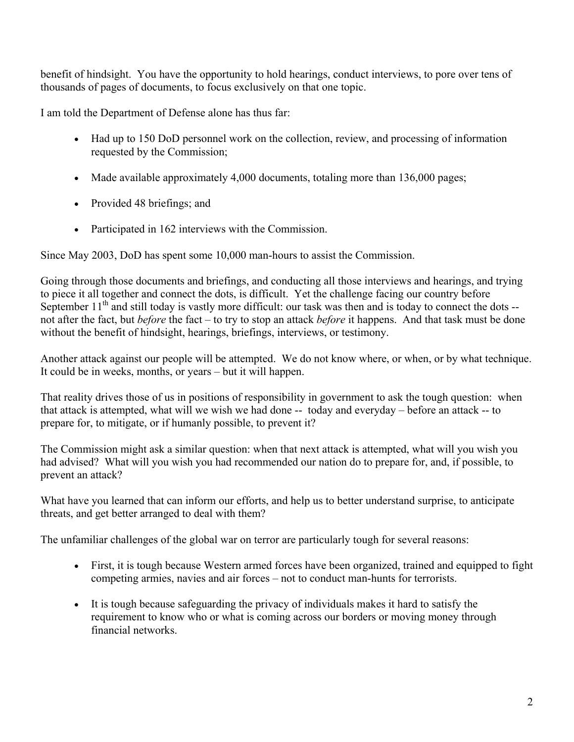benefit of hindsight. You have the opportunity to hold hearings, conduct interviews, to pore over tens of thousands of pages of documents, to focus exclusively on that one topic.

I am told the Department of Defense alone has thus far:

- Had up to 150 DoD personnel work on the collection, review, and processing of information requested by the Commission;
- Made available approximately 4,000 documents, totaling more than 136,000 pages;
- Provided 48 briefings; and
- Participated in 162 interviews with the Commission.

Since May 2003, DoD has spent some 10,000 man-hours to assist the Commission.

Going through those documents and briefings, and conducting all those interviews and hearings, and trying to piece it all together and connect the dots, is difficult. Yet the challenge facing our country before September 11th and still today is vastly more difficult: our task was then and is today to connect the dots -- not after the fact, but *before* the fact – to try to stop an attack *before* it happens. And that task must be done without the benefit of hindsight, hearings, briefings, interviews, or testimony.

Another attack against our people will be attempted. We do not know where, or when, or by what technique. It could be in weeks, months, or years – but it will happen.

That reality drives those of us in positions of responsibility in government to ask the tough question: when that attack is attempted, what will we wish we had done -- today and everyday – before an attack -- to prepare for, to mitigate, or if humanly possible, to prevent it?

The Commission might ask a similar question: when that next attack is attempted, what will you wish you had advised? What will you wish you had recommended our nation do to prepare for, and, if possible, to prevent an attack?

What have you learned that can inform our efforts, and help us to better understand surprise, to anticipate threats, and get better arranged to deal with them?

The unfamiliar challenges of the global war on terror are particularly tough for several reasons:

- First, it is tough because Western armed forces have been organized, trained and equipped to fight competing armies, navies and air forces – not to conduct man-hunts for terrorists.
- It is tough because safeguarding the privacy of individuals makes it hard to satisfy the requirement to know who or what is coming across our borders or moving money through financial networks.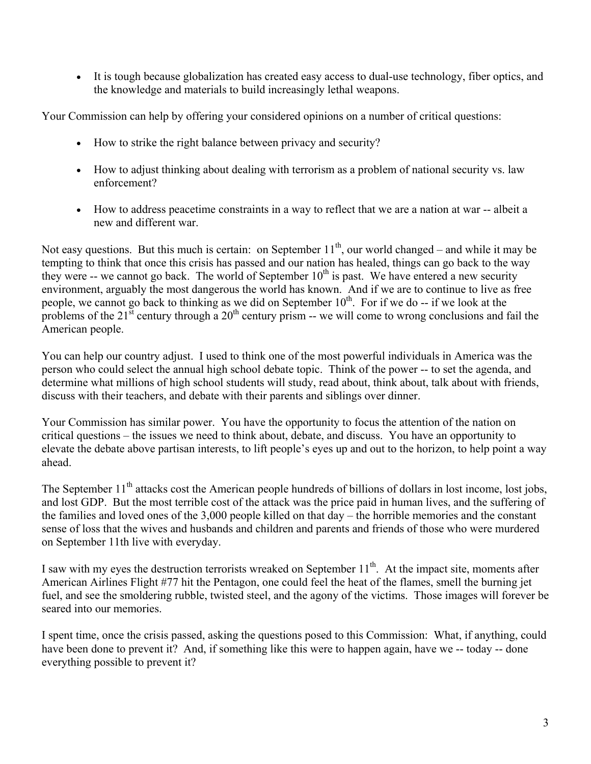- It is tough because globalization has created easy access to dual-use technology, fiber optics, and the knowledge and materials to build increasingly lethal weapons.

Your Commission can help by offering your considered opinions on a number of critical questions:

- How to strike the right balance between privacy and security?
- How to adjust thinking about dealing with terrorism as a problem of national security vs. law enforcement?
- How to address peacetime constraints in a way to reflect that we are a nation at war -- albeit a new and different war.

Not easy questions. But this much is certain: on September 11th, our world changed – and while it may be tempting to think that once this crisis has passed and our nation has healed, things can go back to the way they were -- we cannot go back. The world of September 10th is past. We have entered a new security environment, arguably the most dangerous the world has known. And if we are to continue to live as free people, we cannot go back to thinking as we did on September 10th. For if we do -- if we look at the problems of the 21st century through a 20th century prism -- we will come to wrong conclusions and fail the American people.

You can help our country adjust. I used to think one of the most powerful individuals in America was the person who could select the annual high school debate topic. Think of the power -- to set the agenda, and determine what millions of high school students will study, read about, think about, talk about with friends, discuss with their teachers, and debate with their parents and siblings over dinner.

Your Commission has similar power. You have the opportunity to focus the attention of the nation on critical questions – the issues we need to think about, debate, and discuss. You have an opportunity to elevate the debate above partisan interests, to lift people's eyes up and out to the horizon, to help point a way ahead.

The September 11th attacks cost the American people hundreds of billions of dollars in lost income, lost jobs, and lost GDP. But the most terrible cost of the attack was the price paid in human lives, and the suffering of the families and loved ones of the 3,000 people killed on that day – the horrible memories and the constant sense of loss that the wives and husbands and children and parents and friends of those who were murdered on September 11th live with everyday.

I saw with my eyes the destruction terrorists wreaked on September 11th. At the impact site, moments after American Airlines Flight #77 hit the Pentagon, one could feel the heat of the flames, smell the burning jet fuel, and see the smoldering rubble, twisted steel, and the agony of the victims. Those images will forever be seared into our memories.

I spent time, once the crisis passed, asking the questions posed to this Commission: What, if anything, could have been done to prevent it? And, if something like this were to happen again, have we -- today -- done everything possible to prevent it?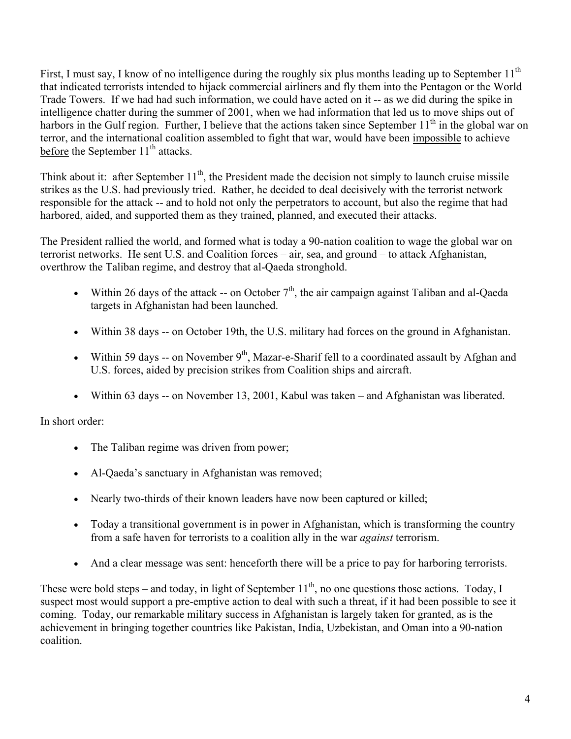First, I must say, I know of no intelligence during the roughly six plus months leading up to September 11th that indicated terrorists intended to hijack commercial airliners and fly them into the Pentagon or the World Trade Towers. If we had had such information, we could have acted on it -- as we did during the spike in intelligence chatter during the summer of 2001, when we had information that led us to move ships out of harbors in the Gulf region. Further, I believe that the actions taken since September 11th in the global war on terror, and the international coalition assembled to fight that war, would have been <u>impossible</u> to achieve <u>before</u> the September 11th attacks.

Think about it: after September 11th, the President made the decision not simply to launch cruise missile strikes as the U.S. had previously tried. Rather, he decided to deal decisively with the terrorist network responsible for the attack -- and to hold not only the perpetrators to account, but also the regime that had harbored, aided, and supported them as they trained, planned, and executed their attacks.

The President rallied the world, and formed what is today a 90-nation coalition to wage the global war on terrorist networks. He sent U.S. and Coalition forces – air, sea, and ground – to attack Afghanistan, overthrow the Taliban regime, and destroy that al-Qaeda stronghold.

- Within 26 days of the attack -- on October 7th, the air campaign against Taliban and al-Qaeda targets in Afghanistan had been launched.
- Within 38 days -- on October 19th, the U.S. military had forces on the ground in Afghanistan.
- Within 59 days -- on November 9th, Mazar-e-Sharif fell to a coordinated assault by Afghan and U.S. forces, aided by precision strikes from Coalition ships and aircraft.
- Within 63 days -- on November 13, 2001, Kabul was taken – and Afghanistan was liberated.

In short order:

- The Taliban regime was driven from power;
- Al-Qaeda's sanctuary in Afghanistan was removed;
- Nearly two-thirds of their known leaders have now been captured or killed;
- Today a transitional government is in power in Afghanistan, which is transforming the country from a safe haven for terrorists to a coalition ally in the war *against* terrorism.
- And a clear message was sent: henceforth there will be a price to pay for harboring terrorists.

These were bold steps – and today, in light of September 11th, no one questions those actions. Today, I suspect most would support a pre-emptive action to deal with such a threat, if it had been possible to see it coming. Today, our remarkable military success in Afghanistan is largely taken for granted, as is the achievement in bringing together countries like Pakistan, India, Uzbekistan, and Oman into a 90-nation coalition.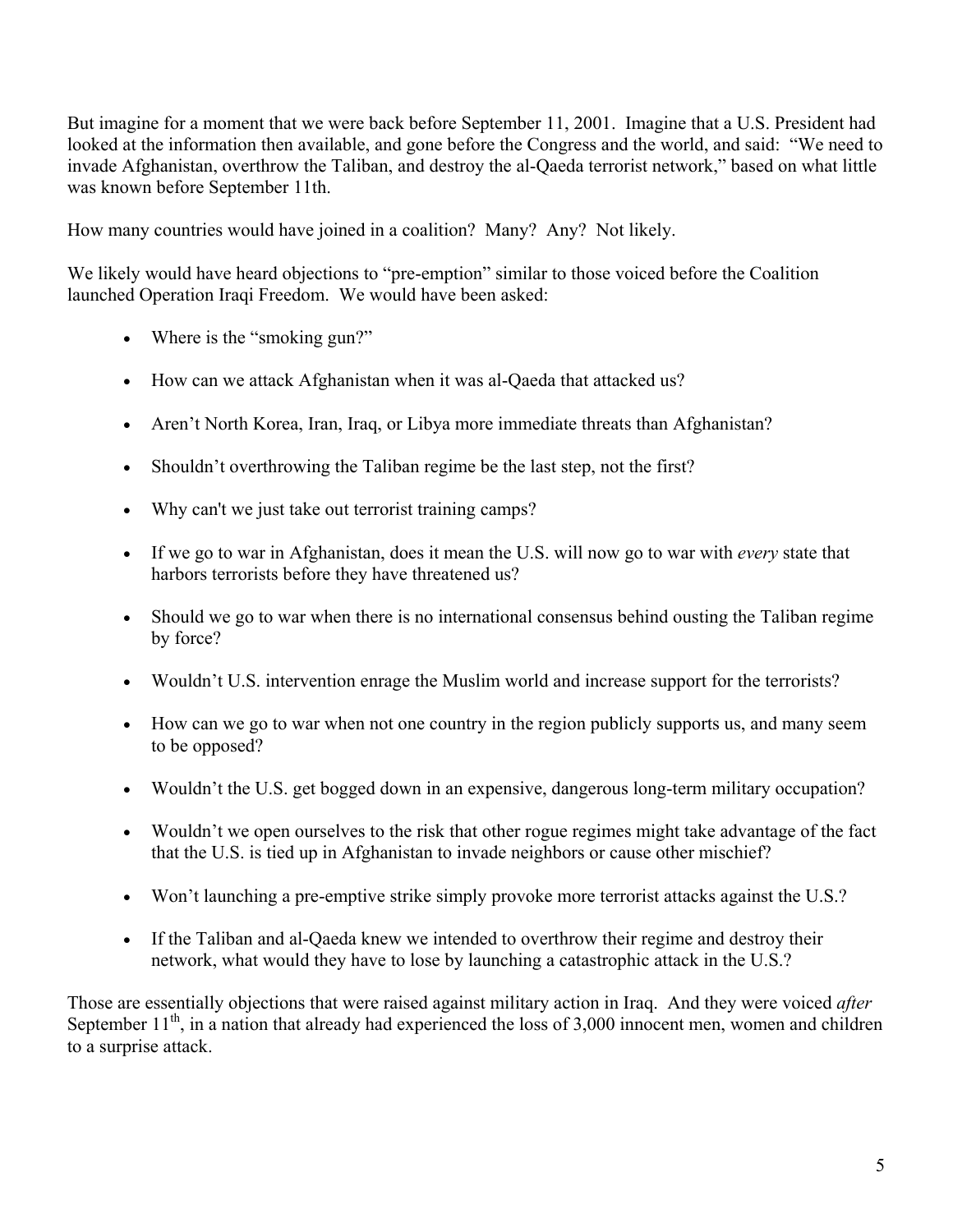But imagine for a moment that we were back before September 11, 2001. Imagine that a U.S. President had looked at the information then available, and gone before the Congress and the world, and said: "We need to invade Afghanistan, overthrow the Taliban, and destroy the al-Qaeda terrorist network," based on what little was known before September 11th.

How many countries would have joined in a coalition? Many? Any? Not likely.

We likely would have heard objections to "pre-emption" similar to those voiced before the Coalition launched Operation Iraqi Freedom. We would have been asked:

- Where is the "smoking gun?"
- How can we attack Afghanistan when it was al-Qaeda that attacked us?
- Aren't North Korea, Iran, Iraq, or Libya more immediate threats than Afghanistan?
- Shouldn't overthrowing the Taliban regime be the last step, not the first?
- Why can't we just take out terrorist training camps?
- If we go to war in Afghanistan, does it mean the U.S. will now go to war with *every* state that harbors terrorists before they have threatened us?
- Should we go to war when there is no international consensus behind ousting the Taliban regime by force?
- Wouldn't U.S. intervention enrage the Muslim world and increase support for the terrorists?
- How can we go to war when not one country in the region publicly supports us, and many seem to be opposed?
- Wouldn't the U.S. get bogged down in an expensive, dangerous long-term military occupation?
- Wouldn't we open ourselves to the risk that other rogue regimes might take advantage of the fact that the U.S. is tied up in Afghanistan to invade neighbors or cause other mischief?
- Won't launching a pre-emptive strike simply provoke more terrorist attacks against the U.S.?
- If the Taliban and al-Qaeda knew we intended to overthrow their regime and destroy their network, what would they have to lose by launching a catastrophic attack in the U.S.?

Those are essentially objections that were raised against military action in Iraq. And they were voiced *after* September 11th, in a nation that already had experienced the loss of 3,000 innocent men, women and children to a surprise attack.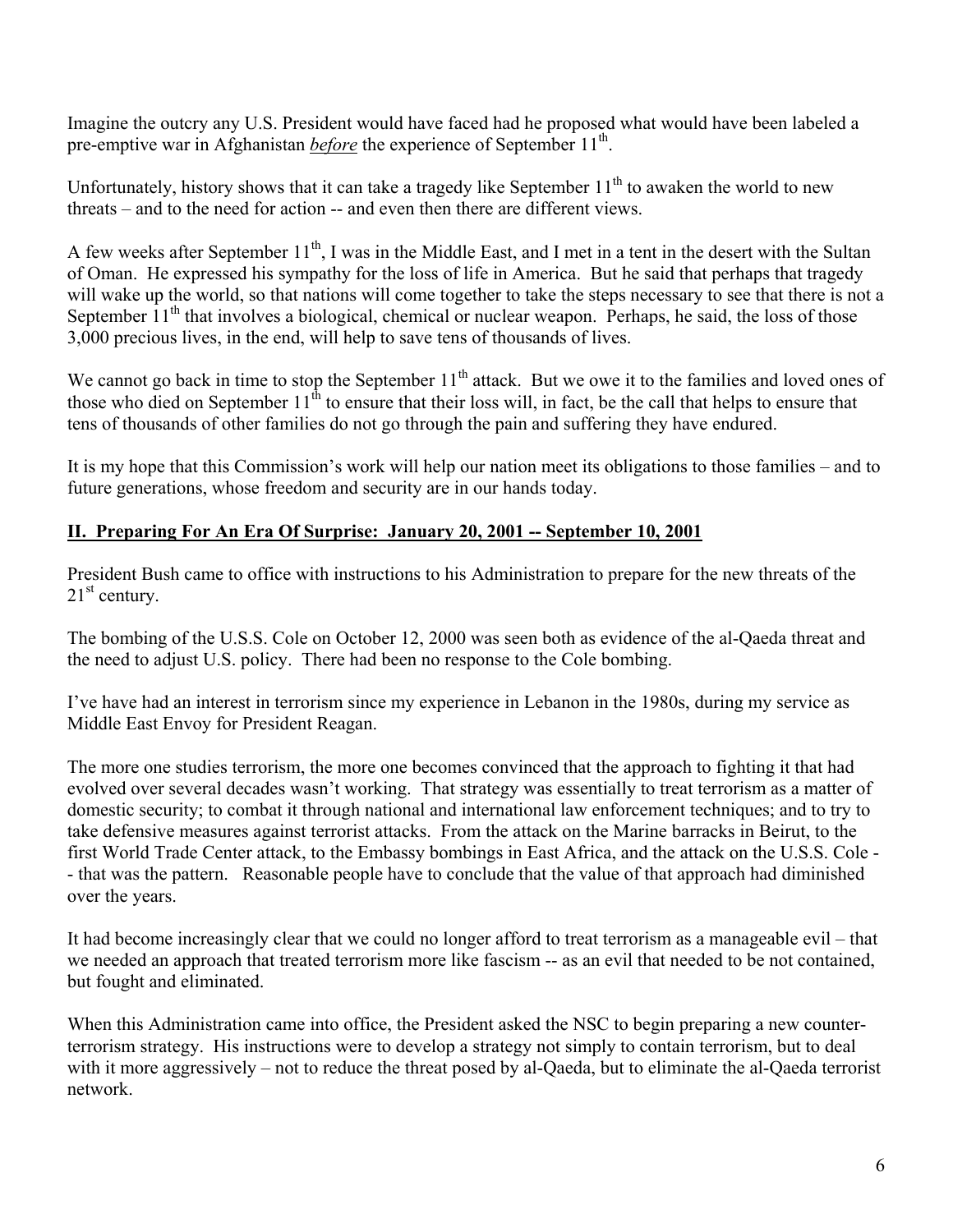Imagine the outcry any U.S. President would have faced had he proposed what would have been labeled a pre-emptive war in Afghanistan ***before*** the experience of September 11th.

Unfortunately, history shows that it can take a tragedy like September 11th to awaken the world to new threats – and to the need for action -- and even then there are different views.

A few weeks after September 11th, I was in the Middle East, and I met in a tent in the desert with the Sultan of Oman. He expressed his sympathy for the loss of life in America. But he said that perhaps that tragedy will wake up the world, so that nations will come together to take the steps necessary to see that there is not a September 11th that involves a biological, chemical or nuclear weapon. Perhaps, he said, the loss of those 3,000 precious lives, in the end, will help to save tens of thousands of lives.

We cannot go back in time to stop the September 11th attack. But we owe it to the families and loved ones of those who died on September 11th to ensure that their loss will, in fact, be the call that helps to ensure that tens of thousands of other families do not go through the pain and suffering they have endured.

It is my hope that this Commission's work will help our nation meet its obligations to those families – and to future generations, whose freedom and security are in our hands today.

## II. Preparing For An Era Of Surprise: January 20, 2001 -- September 10, 2001

President Bush came to office with instructions to his Administration to prepare for the new threats of the 21st century.

The bombing of the U.S.S. Cole on October 12, 2000 was seen both as evidence of the al-Qaeda threat and the need to adjust U.S. policy. There had been no response to the Cole bombing.

I've have had an interest in terrorism since my experience in Lebanon in the 1980s, during my service as Middle East Envoy for President Reagan.

The more one studies terrorism, the more one becomes convinced that the approach to fighting it that had evolved over several decades wasn't working. That strategy was essentially to treat terrorism as a matter of domestic security; to combat it through national and international law enforcement techniques; and to try to take defensive measures against terrorist attacks. From the attack on the Marine barracks in Beirut, to the first World Trade Center attack, to the Embassy bombings in East Africa, and the attack on the U.S.S. Cole -- that was the pattern. Reasonable people have to conclude that the value of that approach had diminished over the years.

It had become increasingly clear that we could no longer afford to treat terrorism as a manageable evil – that we needed an approach that treated terrorism more like fascism -- as an evil that needed to be not contained, but fought and eliminated.

When this Administration came into office, the President asked the NSC to begin preparing a new counter-terrorism strategy. His instructions were to develop a strategy not simply to contain terrorism, but to deal with it more aggressively – not to reduce the threat posed by al-Qaeda, but to eliminate the al-Qaeda terrorist network.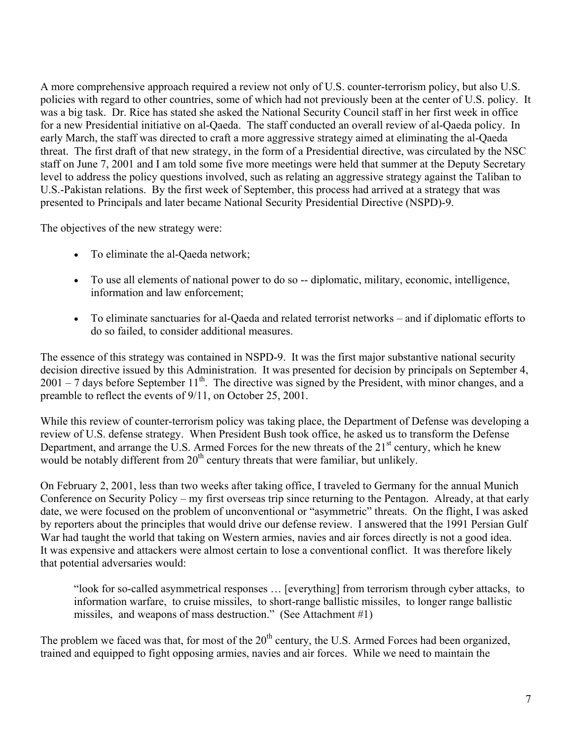A more comprehensive approach required a review not only of U.S. counter-terrorism policy, but also U.S. policies with regard to other countries, some of which had not previously been at the center of U.S. policy. It was a big task. Dr. Rice has stated she asked the National Security Council staff in her first week in office for a new Presidential initiative on al-Qaeda. The staff conducted an overall review of al-Qaeda policy. In early March, the staff was directed to craft a more aggressive strategy aimed at eliminating the al-Qaeda threat. The first draft of that new strategy, in the form of a Presidential directive, was circulated by the NSC staff on June 7, 2001 and I am told some five more meetings were held that summer at the Deputy Secretary level to address the policy questions involved, such as relating an aggressive strategy against the Taliban to U.S.-Pakistan relations. By the first week of September, this process had arrived at a strategy that was presented to Principals and later became National Security Presidential Directive (NSPD)-9.

The objectives of the new strategy were:

- To eliminate the al-Qaeda network;
- To use all elements of national power to do so -- diplomatic, military, economic, intelligence, information and law enforcement;
- To eliminate sanctuaries for al-Qaeda and related terrorist networks – and if diplomatic efforts to do so failed, to consider additional measures.

The essence of this strategy was contained in NSPD-9. It was the first major substantive national security decision directive issued by this Administration. It was presented for decision by principals on September 4, 2001 – 7 days before September 11th. The directive was signed by the President, with minor changes, and a preamble to reflect the events of 9/11, on October 25, 2001.

While this review of counter-terrorism policy was taking place, the Department of Defense was developing a review of U.S. defense strategy. When President Bush took office, he asked us to transform the Defense Department, and arrange the U.S. Armed Forces for the new threats of the 21st century, which he knew would be notably different from 20th century threats that were familiar, but unlikely.

On February 2, 2001, less than two weeks after taking office, I traveled to Germany for the annual Munich Conference on Security Policy – my first overseas trip since returning to the Pentagon. Already, at that early date, we were focused on the problem of unconventional or "asymmetric" threats. On the flight, I was asked by reporters about the principles that would drive our defense review. I answered that the 1991 Persian Gulf War had taught the world that taking on Western armies, navies and air forces directly is not a good idea. It was expensive and attackers were almost certain to lose a conventional conflict. It was therefore likely that potential adversaries would:

> "look for so-called asymmetrical responses … [everything] from terrorism through cyber attacks, to information warfare, to cruise missiles, to short-range ballistic missiles, to longer range ballistic missiles, and weapons of mass destruction." (See Attachment #1)

The problem we faced was that, for most of the 20th century, the U.S. Armed Forces had been organized, trained and equipped to fight opposing armies, navies and air forces. While we need to maintain the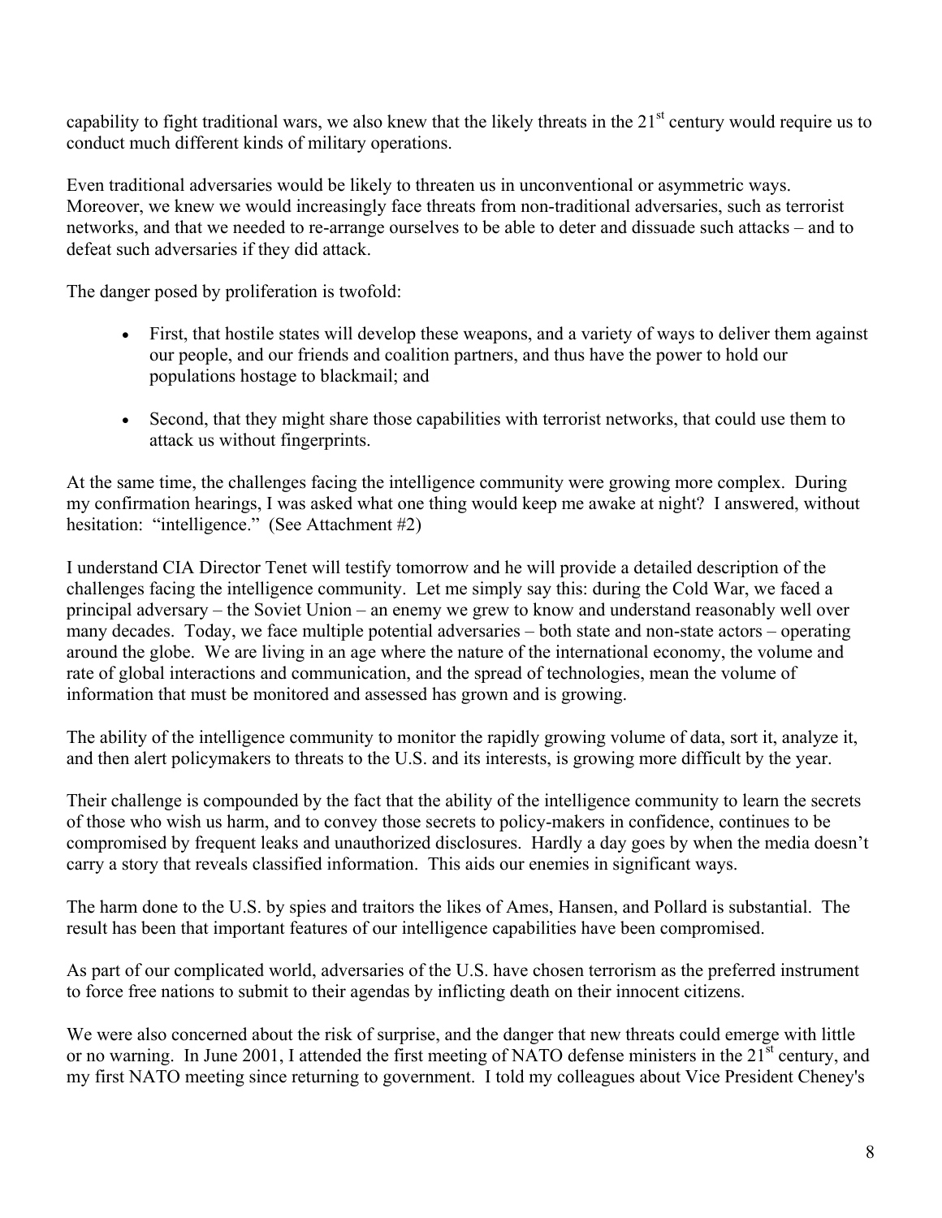capability to fight traditional wars, we also knew that the likely threats in the 21st century would require us to conduct much different kinds of military operations.

Even traditional adversaries would be likely to threaten us in unconventional or asymmetric ways. Moreover, we knew we would increasingly face threats from non-traditional adversaries, such as terrorist networks, and that we needed to re-arrange ourselves to be able to deter and dissuade such attacks – and to defeat such adversaries if they did attack.

The danger posed by proliferation is twofold:

- First, that hostile states will develop these weapons, and a variety of ways to deliver them against our people, and our friends and coalition partners, and thus have the power to hold our populations hostage to blackmail; and

- Second, that they might share those capabilities with terrorist networks, that could use them to attack us without fingerprints.

At the same time, the challenges facing the intelligence community were growing more complex. During my confirmation hearings, I was asked what one thing would keep me awake at night? I answered, without hesitation: "intelligence." (See Attachment #2)

I understand CIA Director Tenet will testify tomorrow and he will provide a detailed description of the challenges facing the intelligence community. Let me simply say this: during the Cold War, we faced a principal adversary – the Soviet Union – an enemy we grew to know and understand reasonably well over many decades. Today, we face multiple potential adversaries – both state and non-state actors – operating around the globe. We are living in an age where the nature of the international economy, the volume and rate of global interactions and communication, and the spread of technologies, mean the volume of information that must be monitored and assessed has grown and is growing.

The ability of the intelligence community to monitor the rapidly growing volume of data, sort it, analyze it, and then alert policymakers to threats to the U.S. and its interests, is growing more difficult by the year.

Their challenge is compounded by the fact that the ability of the intelligence community to learn the secrets of those who wish us harm, and to convey those secrets to policy-makers in confidence, continues to be compromised by frequent leaks and unauthorized disclosures. Hardly a day goes by when the media doesn't carry a story that reveals classified information. This aids our enemies in significant ways.

The harm done to the U.S. by spies and traitors the likes of Ames, Hansen, and Pollard is substantial. The result has been that important features of our intelligence capabilities have been compromised.

As part of our complicated world, adversaries of the U.S. have chosen terrorism as the preferred instrument to force free nations to submit to their agendas by inflicting death on their innocent citizens.

We were also concerned about the risk of surprise, and the danger that new threats could emerge with little or no warning. In June 2001, I attended the first meeting of NATO defense ministers in the 21st century, and my first NATO meeting since returning to government. I told my colleagues about Vice President Cheney's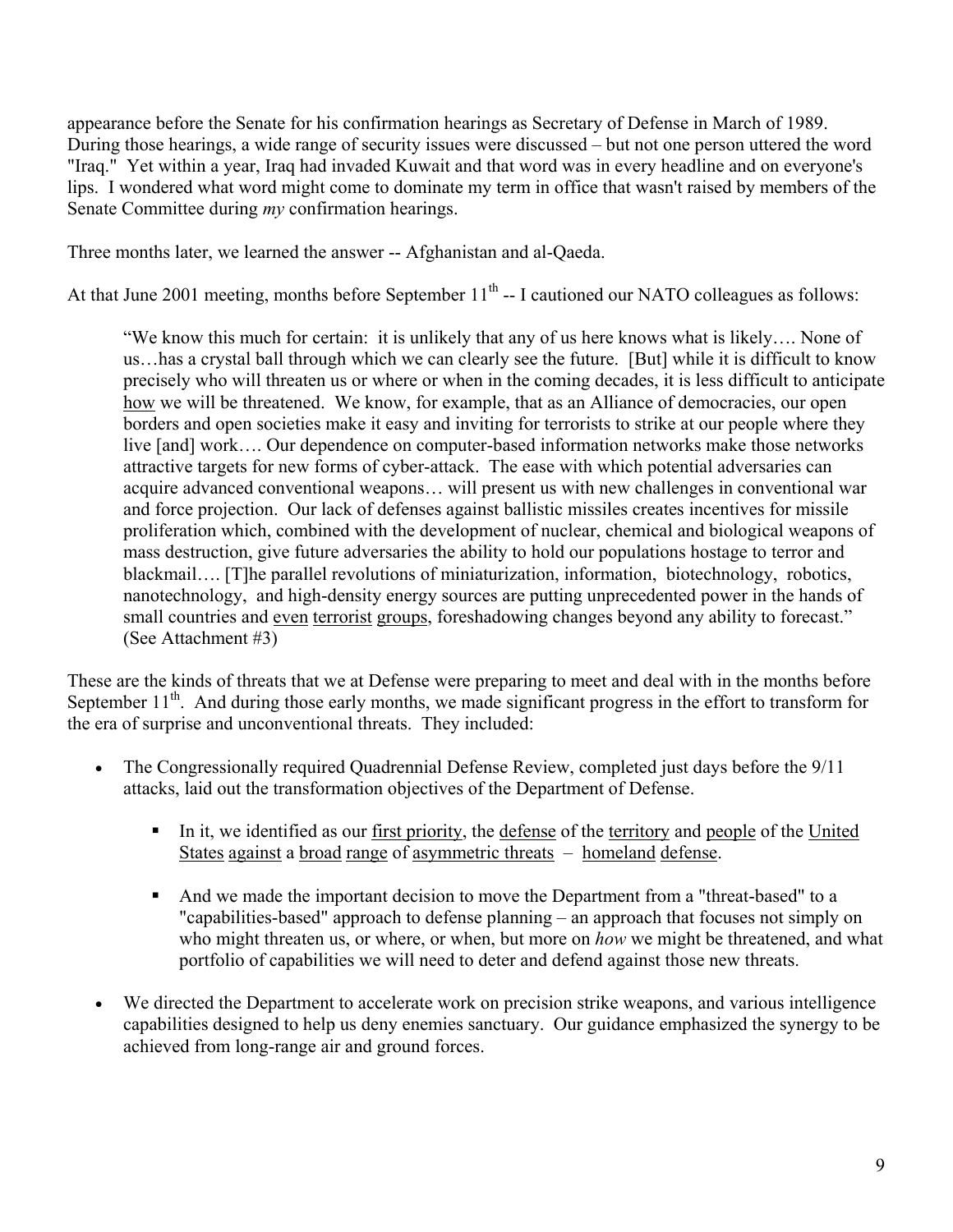appearance before the Senate for his confirmation hearings as Secretary of Defense in March of 1989. During those hearings, a wide range of security issues were discussed – but not one person uttered the word "Iraq." Yet within a year, Iraq had invaded Kuwait and that word was in every headline and on everyone's lips. I wondered what word might come to dominate my term in office that wasn't raised by members of the Senate Committee during *my* confirmation hearings.

Three months later, we learned the answer -- Afghanistan and al-Qaeda.

At that June 2001 meeting, months before September 11th -- I cautioned our NATO colleagues as follows:

> "We know this much for certain: it is unlikely that any of us here knows what is likely…. None of us…has a crystal ball through which we can clearly see the future. [But] while it is difficult to know precisely who will threaten us or where or when in the coming decades, it is less difficult to anticipate <u>how</u> we will be threatened. We know, for example, that as an Alliance of democracies, our open borders and open societies make it easy and inviting for terrorists to strike at our people where they live [and] work…. Our dependence on computer-based information networks make those networks attractive targets for new forms of cyber-attack. The ease with which potential adversaries can acquire advanced conventional weapons… will present us with new challenges in conventional war and force projection. Our lack of defenses against ballistic missiles creates incentives for missile proliferation which, combined with the development of nuclear, chemical and biological weapons of mass destruction, give future adversaries the ability to hold our populations hostage to terror and blackmail…. [T]he parallel revolutions of miniaturization, information, biotechnology, robotics, nanotechnology, and high-density energy sources are putting unprecedented power in the hands of small countries and <u>even terrorist groups</u>, foreshadowing changes beyond any ability to forecast." (See Attachment #3)

These are the kinds of threats that we at Defense were preparing to meet and deal with in the months before September 11th. And during those early months, we made significant progress in the effort to transform for the era of surprise and unconventional threats. They included:

- The Congressionally required Quadrennial Defense Review, completed just days before the 9/11 attacks, laid out the transformation objectives of the Department of Defense.
  - In it, we identified as our <u>first priority</u>, the <u>defense</u> of the <u>territory</u> and <u>people</u> of the <u>United States against</u> a <u>broad range</u> of <u>asymmetric threats</u> – <u>homeland defense</u>.
  - And we made the important decision to move the Department from a "threat-based" to a "capabilities-based" approach to defense planning – an approach that focuses not simply on who might threaten us, or where, or when, but more on *how* we might be threatened, and what portfolio of capabilities we will need to deter and defend against those new threats.
- We directed the Department to accelerate work on precision strike weapons, and various intelligence capabilities designed to help us deny enemies sanctuary. Our guidance emphasized the synergy to be achieved from long-range air and ground forces.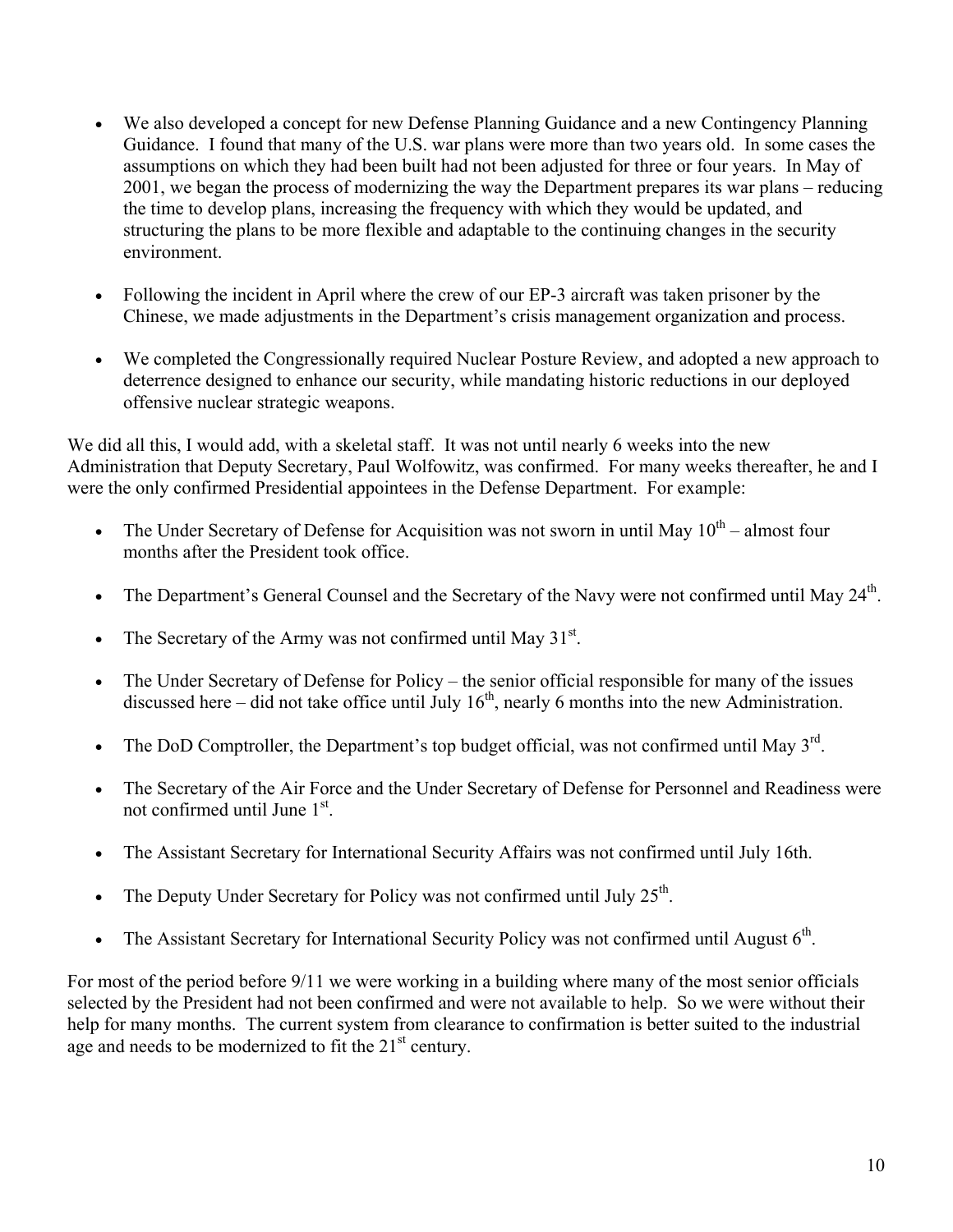- We also developed a concept for new Defense Planning Guidance and a new Contingency Planning Guidance. I found that many of the U.S. war plans were more than two years old. In some cases the assumptions on which they had been built had not been adjusted for three or four years. In May of 2001, we began the process of modernizing the way the Department prepares its war plans – reducing the time to develop plans, increasing the frequency with which they would be updated, and structuring the plans to be more flexible and adaptable to the continuing changes in the security environment.

- Following the incident in April where the crew of our EP-3 aircraft was taken prisoner by the Chinese, we made adjustments in the Department's crisis management organization and process.

- We completed the Congressionally required Nuclear Posture Review, and adopted a new approach to deterrence designed to enhance our security, while mandating historic reductions in our deployed offensive nuclear strategic weapons.

We did all this, I would add, with a skeletal staff. It was not until nearly 6 weeks into the new Administration that Deputy Secretary, Paul Wolfowitz, was confirmed. For many weeks thereafter, he and I were the only confirmed Presidential appointees in the Defense Department. For example:

- The Under Secretary of Defense for Acquisition was not sworn in until May 10th – almost four months after the President took office.

- The Department's General Counsel and the Secretary of the Navy were not confirmed until May 24th.

- The Secretary of the Army was not confirmed until May 31st.

- The Under Secretary of Defense for Policy – the senior official responsible for many of the issues discussed here – did not take office until July 16th, nearly 6 months into the new Administration.

- The DoD Comptroller, the Department's top budget official, was not confirmed until May 3rd.

- The Secretary of the Air Force and the Under Secretary of Defense for Personnel and Readiness were not confirmed until June 1st.

- The Assistant Secretary for International Security Affairs was not confirmed until July 16th.

- The Deputy Under Secretary for Policy was not confirmed until July 25th.

- The Assistant Secretary for International Security Policy was not confirmed until August 6th.

For most of the period before 9/11 we were working in a building where many of the most senior officials selected by the President had not been confirmed and were not available to help. So we were without their help for many months. The current system from clearance to confirmation is better suited to the industrial age and needs to be modernized to fit the 21st century.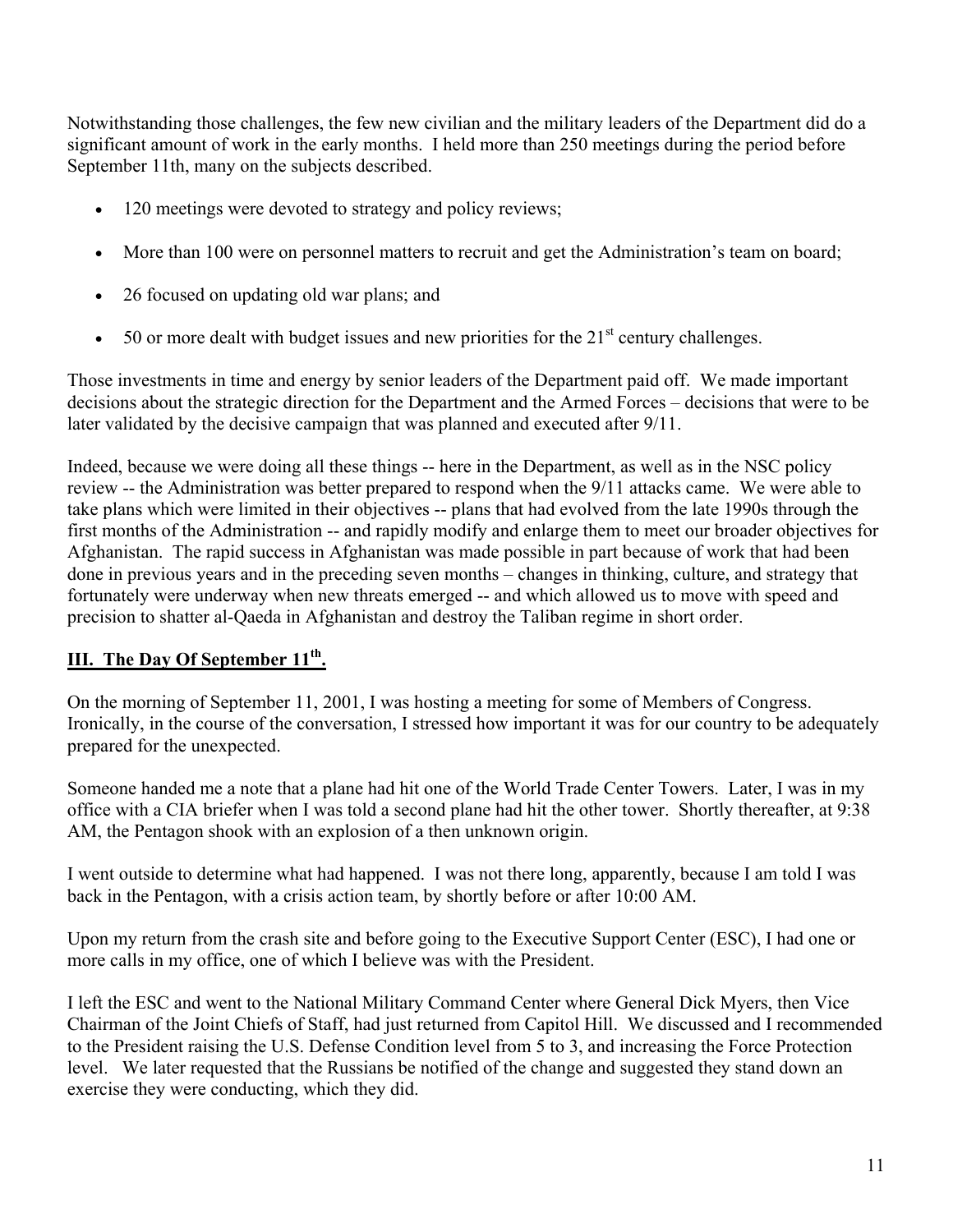Notwithstanding those challenges, the few new civilian and the military leaders of the Department did do a significant amount of work in the early months. I held more than 250 meetings during the period before September 11th, many on the subjects described.

- 120 meetings were devoted to strategy and policy reviews;
- More than 100 were on personnel matters to recruit and get the Administration's team on board;
- 26 focused on updating old war plans; and
- 50 or more dealt with budget issues and new priorities for the 21st century challenges.

Those investments in time and energy by senior leaders of the Department paid off. We made important decisions about the strategic direction for the Department and the Armed Forces – decisions that were to be later validated by the decisive campaign that was planned and executed after 9/11.

Indeed, because we were doing all these things -- here in the Department, as well as in the NSC policy review -- the Administration was better prepared to respond when the 9/11 attacks came. We were able to take plans which were limited in their objectives -- plans that had evolved from the late 1990s through the first months of the Administration -- and rapidly modify and enlarge them to meet our broader objectives for Afghanistan. The rapid success in Afghanistan was made possible in part because of work that had been done in previous years and in the preceding seven months – changes in thinking, culture, and strategy that fortunately were underway when new threats emerged -- and which allowed us to move with speed and precision to shatter al-Qaeda in Afghanistan and destroy the Taliban regime in short order.

## III. The Day Of September 11th.

On the morning of September 11, 2001, I was hosting a meeting for some of Members of Congress. Ironically, in the course of the conversation, I stressed how important it was for our country to be adequately prepared for the unexpected.

Someone handed me a note that a plane had hit one of the World Trade Center Towers. Later, I was in my office with a CIA briefer when I was told a second plane had hit the other tower. Shortly thereafter, at 9:38 AM, the Pentagon shook with an explosion of a then unknown origin.

I went outside to determine what had happened. I was not there long, apparently, because I am told I was back in the Pentagon, with a crisis action team, by shortly before or after 10:00 AM.

Upon my return from the crash site and before going to the Executive Support Center (ESC), I had one or more calls in my office, one of which I believe was with the President.

I left the ESC and went to the National Military Command Center where General Dick Myers, then Vice Chairman of the Joint Chiefs of Staff, had just returned from Capitol Hill. We discussed and I recommended to the President raising the U.S. Defense Condition level from 5 to 3, and increasing the Force Protection level. We later requested that the Russians be notified of the change and suggested they stand down an exercise they were conducting, which they did.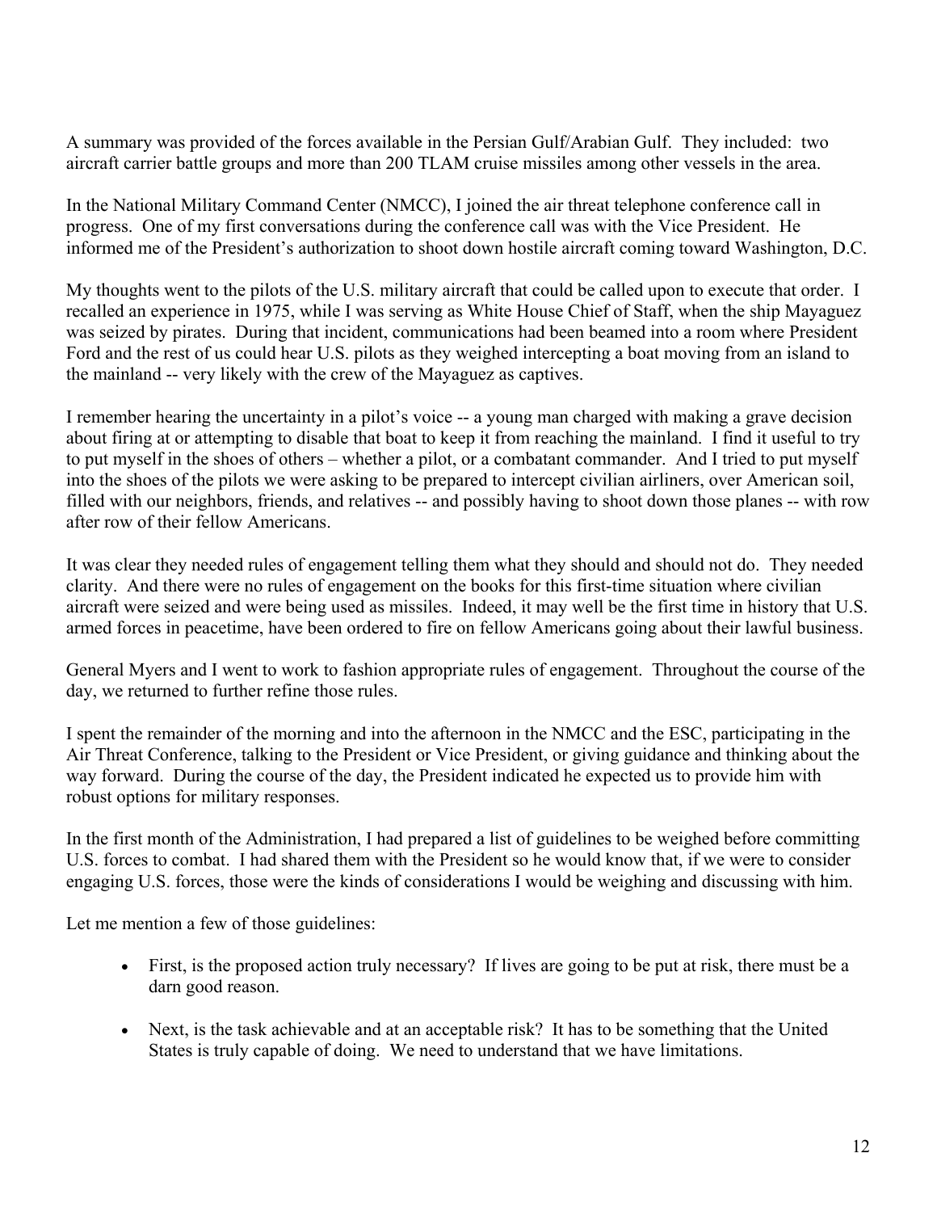A summary was provided of the forces available in the Persian Gulf/Arabian Gulf. They included: two aircraft carrier battle groups and more than 200 TLAM cruise missiles among other vessels in the area.

In the National Military Command Center (NMCC), I joined the air threat telephone conference call in progress. One of my first conversations during the conference call was with the Vice President. He informed me of the President's authorization to shoot down hostile aircraft coming toward Washington, D.C.

My thoughts went to the pilots of the U.S. military aircraft that could be called upon to execute that order. I recalled an experience in 1975, while I was serving as White House Chief of Staff, when the ship Mayaguez was seized by pirates. During that incident, communications had been beamed into a room where President Ford and the rest of us could hear U.S. pilots as they weighed intercepting a boat moving from an island to the mainland -- very likely with the crew of the Mayaguez as captives.

I remember hearing the uncertainty in a pilot's voice -- a young man charged with making a grave decision about firing at or attempting to disable that boat to keep it from reaching the mainland. I find it useful to try to put myself in the shoes of others – whether a pilot, or a combatant commander. And I tried to put myself into the shoes of the pilots we were asking to be prepared to intercept civilian airliners, over American soil, filled with our neighbors, friends, and relatives -- and possibly having to shoot down those planes -- with row after row of their fellow Americans.

It was clear they needed rules of engagement telling them what they should and should not do. They needed clarity. And there were no rules of engagement on the books for this first-time situation where civilian aircraft were seized and were being used as missiles. Indeed, it may well be the first time in history that U.S. armed forces in peacetime, have been ordered to fire on fellow Americans going about their lawful business.

General Myers and I went to work to fashion appropriate rules of engagement. Throughout the course of the day, we returned to further refine those rules.

I spent the remainder of the morning and into the afternoon in the NMCC and the ESC, participating in the Air Threat Conference, talking to the President or Vice President, or giving guidance and thinking about the way forward. During the course of the day, the President indicated he expected us to provide him with robust options for military responses.

In the first month of the Administration, I had prepared a list of guidelines to be weighed before committing U.S. forces to combat. I had shared them with the President so he would know that, if we were to consider engaging U.S. forces, those were the kinds of considerations I would be weighing and discussing with him.

Let me mention a few of those guidelines:

- First, is the proposed action truly necessary? If lives are going to be put at risk, there must be a darn good reason.

- Next, is the task achievable and at an acceptable risk? It has to be something that the United States is truly capable of doing. We need to understand that we have limitations.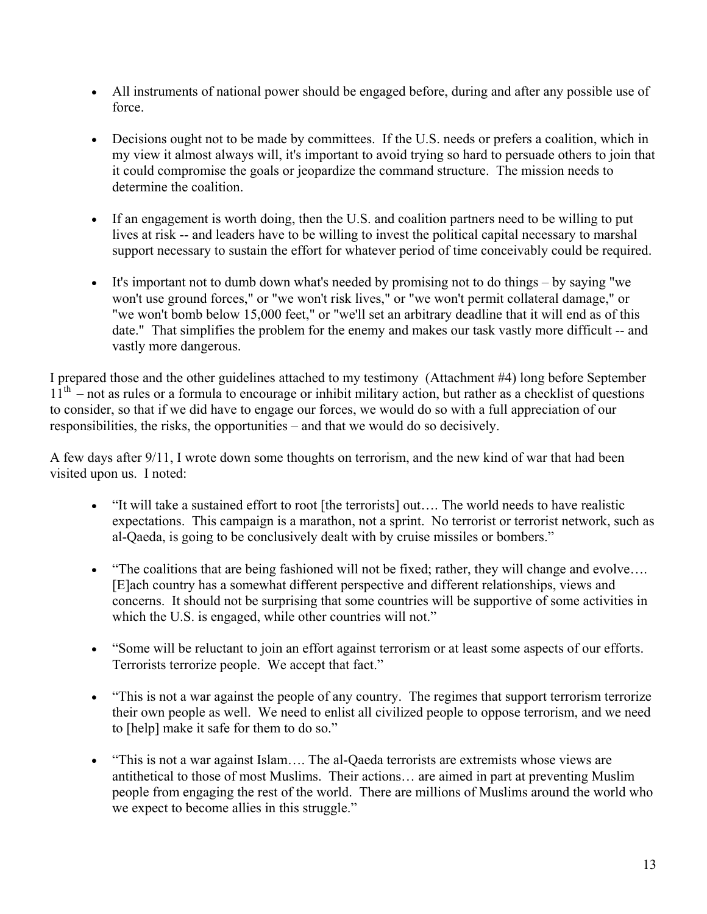- All instruments of national power should be engaged before, during and after any possible use of force.

- Decisions ought not to be made by committees. If the U.S. needs or prefers a coalition, which in my view it almost always will, it's important to avoid trying so hard to persuade others to join that it could compromise the goals or jeopardize the command structure. The mission needs to determine the coalition.

- If an engagement is worth doing, then the U.S. and coalition partners need to be willing to put lives at risk -- and leaders have to be willing to invest the political capital necessary to marshal support necessary to sustain the effort for whatever period of time conceivably could be required.

- It's important not to dumb down what's needed by promising not to do things – by saying "we won't use ground forces," or "we won't risk lives," or "we won't permit collateral damage," or "we won't bomb below 15,000 feet," or "we'll set an arbitrary deadline that it will end as of this date." That simplifies the problem for the enemy and makes our task vastly more difficult -- and vastly more dangerous.

I prepared those and the other guidelines attached to my testimony (Attachment #4) long before September 11th – not as rules or a formula to encourage or inhibit military action, but rather as a checklist of questions to consider, so that if we did have to engage our forces, we would do so with a full appreciation of our responsibilities, the risks, the opportunities – and that we would do so decisively.

A few days after 9/11, I wrote down some thoughts on terrorism, and the new kind of war that had been visited upon us. I noted:

- "It will take a sustained effort to root [the terrorists] out…. The world needs to have realistic expectations. This campaign is a marathon, not a sprint. No terrorist or terrorist network, such as al-Qaeda, is going to be conclusively dealt with by cruise missiles or bombers."

- "The coalitions that are being fashioned will not be fixed; rather, they will change and evolve…. [E]ach country has a somewhat different perspective and different relationships, views and concerns. It should not be surprising that some countries will be supportive of some activities in which the U.S. is engaged, while other countries will not."

- "Some will be reluctant to join an effort against terrorism or at least some aspects of our efforts. Terrorists terrorize people. We accept that fact."

- "This is not a war against the people of any country. The regimes that support terrorism terrorize their own people as well. We need to enlist all civilized people to oppose terrorism, and we need to [help] make it safe for them to do so."

- "This is not a war against Islam…. The al-Qaeda terrorists are extremists whose views are antithetical to those of most Muslims. Their actions… are aimed in part at preventing Muslim people from engaging the rest of the world. There are millions of Muslims around the world who we expect to become allies in this struggle."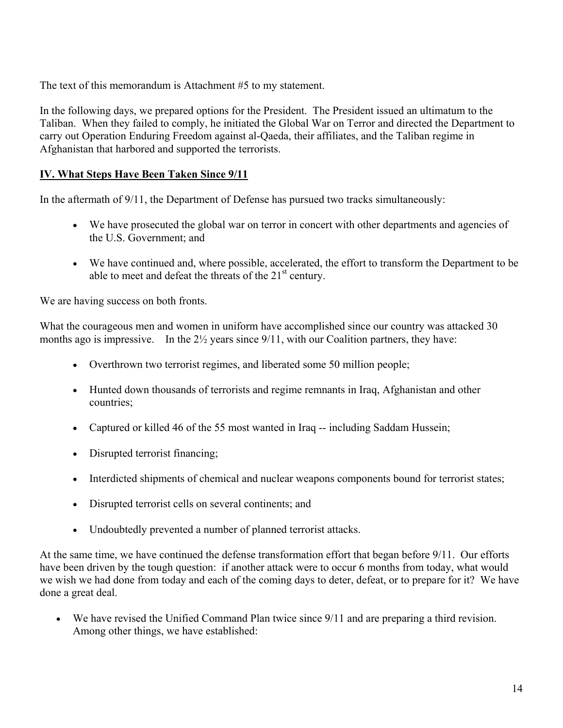The text of this memorandum is Attachment #5 to my statement.

In the following days, we prepared options for the President. The President issued an ultimatum to the Taliban. When they failed to comply, he initiated the Global War on Terror and directed the Department to carry out Operation Enduring Freedom against al-Qaeda, their affiliates, and the Taliban regime in Afghanistan that harbored and supported the terrorists.

## IV. What Steps Have Been Taken Since 9/11

In the aftermath of 9/11, the Department of Defense has pursued two tracks simultaneously:

- We have prosecuted the global war on terror in concert with other departments and agencies of the U.S. Government; and
- We have continued and, where possible, accelerated, the effort to transform the Department to be able to meet and defeat the threats of the 21st century.

We are having success on both fronts.

What the courageous men and women in uniform have accomplished since our country was attacked 30 months ago is impressive. In the 2½ years since 9/11, with our Coalition partners, they have:

- Overthrown two terrorist regimes, and liberated some 50 million people;
- Hunted down thousands of terrorists and regime remnants in Iraq, Afghanistan and other countries;
- Captured or killed 46 of the 55 most wanted in Iraq -- including Saddam Hussein;
- Disrupted terrorist financing;
- Interdicted shipments of chemical and nuclear weapons components bound for terrorist states;
- Disrupted terrorist cells on several continents; and
- Undoubtedly prevented a number of planned terrorist attacks.

At the same time, we have continued the defense transformation effort that began before 9/11. Our efforts have been driven by the tough question: if another attack were to occur 6 months from today, what would we wish we had done from today and each of the coming days to deter, defeat, or to prepare for it? We have done a great deal.

- We have revised the Unified Command Plan twice since 9/11 and are preparing a third revision. Among other things, we have established: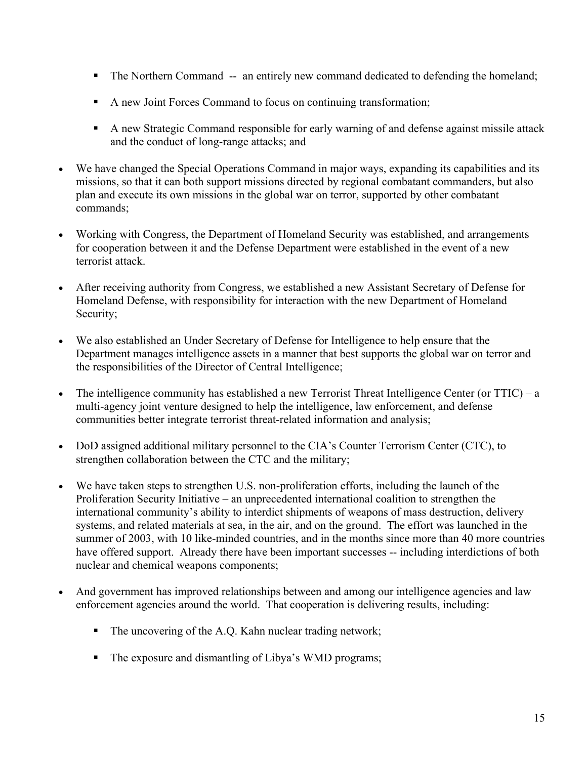- The Northern Command -- an entirely new command dedicated to defending the homeland;
- A new Joint Forces Command to focus on continuing transformation;
- A new Strategic Command responsible for early warning of and defense against missile attack and the conduct of long-range attacks; and

- We have changed the Special Operations Command in major ways, expanding its capabilities and its missions, so that it can both support missions directed by regional combatant commanders, but also plan and execute its own missions in the global war on terror, supported by other combatant commands;
- Working with Congress, the Department of Homeland Security was established, and arrangements for cooperation between it and the Defense Department were established in the event of a new terrorist attack.
- After receiving authority from Congress, we established a new Assistant Secretary of Defense for Homeland Defense, with responsibility for interaction with the new Department of Homeland Security;
- We also established an Under Secretary of Defense for Intelligence to help ensure that the Department manages intelligence assets in a manner that best supports the global war on terror and the responsibilities of the Director of Central Intelligence;
- The intelligence community has established a new Terrorist Threat Intelligence Center (or TTIC) – a multi-agency joint venture designed to help the intelligence, law enforcement, and defense communities better integrate terrorist threat-related information and analysis;
- DoD assigned additional military personnel to the CIA's Counter Terrorism Center (CTC), to strengthen collaboration between the CTC and the military;
- We have taken steps to strengthen U.S. non-proliferation efforts, including the launch of the Proliferation Security Initiative – an unprecedented international coalition to strengthen the international community's ability to interdict shipments of weapons of mass destruction, delivery systems, and related materials at sea, in the air, and on the ground. The effort was launched in the summer of 2003, with 10 like-minded countries, and in the months since more than 40 more countries have offered support. Already there have been important successes -- including interdictions of both nuclear and chemical weapons components;
- And government has improved relationships between and among our intelligence agencies and law enforcement agencies around the world. That cooperation is delivering results, including:
  - The uncovering of the A.Q. Kahn nuclear trading network;
  - The exposure and dismantling of Libya's WMD programs;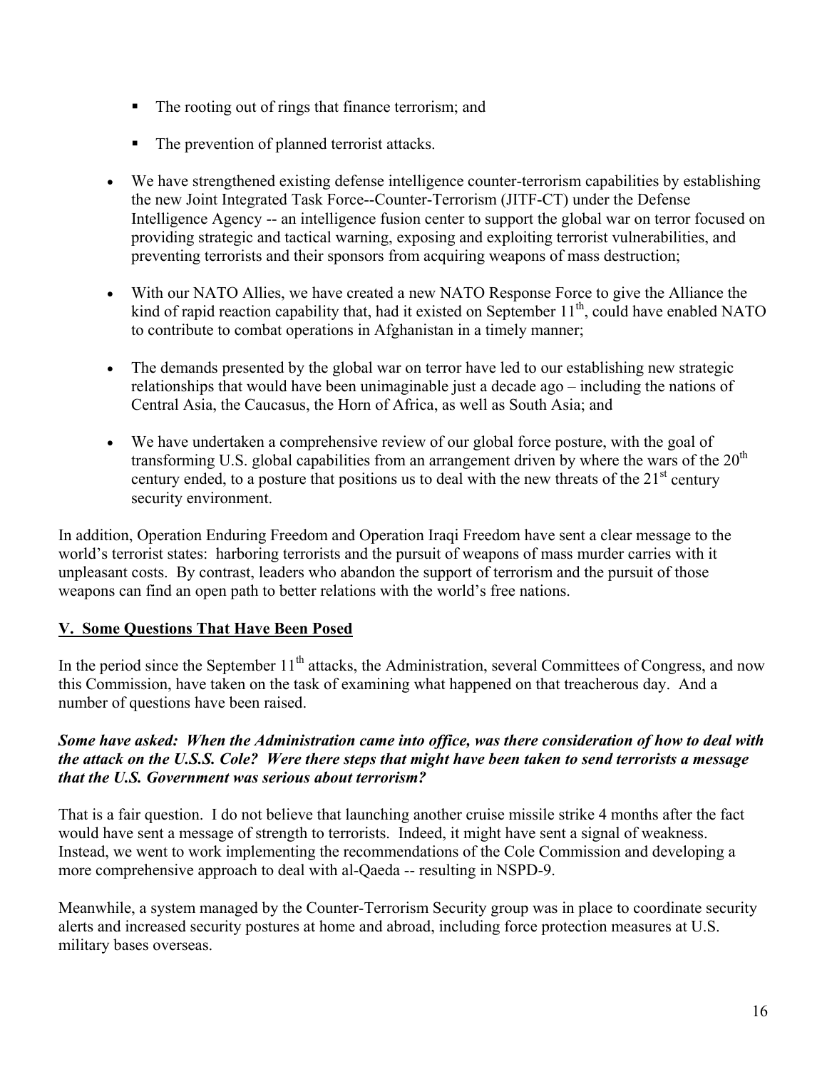- The rooting out of rings that finance terrorism; and
- The prevention of planned terrorist attacks.

- We have strengthened existing defense intelligence counter-terrorism capabilities by establishing the new Joint Integrated Task Force--Counter-Terrorism (JITF-CT) under the Defense Intelligence Agency -- an intelligence fusion center to support the global war on terror focused on providing strategic and tactical warning, exposing and exploiting terrorist vulnerabilities, and preventing terrorists and their sponsors from acquiring weapons of mass destruction;

- With our NATO Allies, we have created a new NATO Response Force to give the Alliance the kind of rapid reaction capability that, had it existed on September 11th, could have enabled NATO to contribute to combat operations in Afghanistan in a timely manner;

- The demands presented by the global war on terror have led to our establishing new strategic relationships that would have been unimaginable just a decade ago – including the nations of Central Asia, the Caucasus, the Horn of Africa, as well as South Asia; and

- We have undertaken a comprehensive review of our global force posture, with the goal of transforming U.S. global capabilities from an arrangement driven by where the wars of the 20th century ended, to a posture that positions us to deal with the new threats of the 21st century security environment.

In addition, Operation Enduring Freedom and Operation Iraqi Freedom have sent a clear message to the world's terrorist states: harboring terrorists and the pursuit of weapons of mass murder carries with it unpleasant costs. By contrast, leaders who abandon the support of terrorism and the pursuit of those weapons can find an open path to better relations with the world's free nations.

## V. Some Questions That Have Been Posed

In the period since the September 11th attacks, the Administration, several Committees of Congress, and now this Commission, have taken on the task of examining what happened on that treacherous day. And a number of questions have been raised.

***Some have asked: When the Administration came into office, was there consideration of how to deal with the attack on the U.S.S. Cole? Were there steps that might have been taken to send terrorists a message that the U.S. Government was serious about terrorism?***

That is a fair question. I do not believe that launching another cruise missile strike 4 months after the fact would have sent a message of strength to terrorists. Indeed, it might have sent a signal of weakness. Instead, we went to work implementing the recommendations of the Cole Commission and developing a more comprehensive approach to deal with al-Qaeda -- resulting in NSPD-9.

Meanwhile, a system managed by the Counter-Terrorism Security group was in place to coordinate security alerts and increased security postures at home and abroad, including force protection measures at U.S. military bases overseas.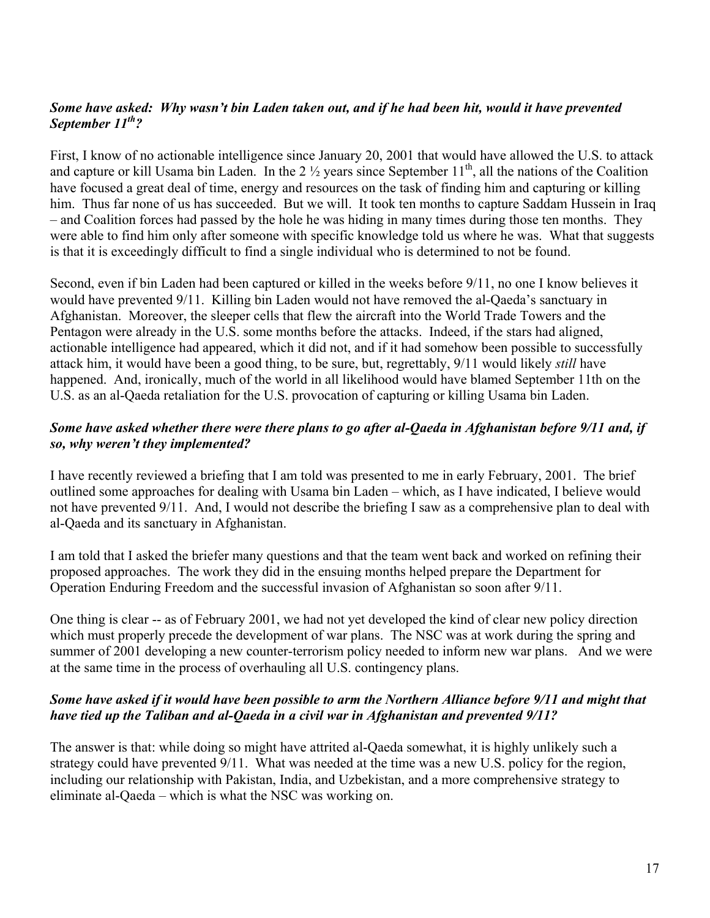***Some have asked: Why wasn't bin Laden taken out, and if he had been hit, would it have prevented September 11th?***

First, I know of no actionable intelligence since January 20, 2001 that would have allowed the U.S. to attack and capture or kill Usama bin Laden. In the 2 ½ years since September 11th, all the nations of the Coalition have focused a great deal of time, energy and resources on the task of finding him and capturing or killing him. Thus far none of us has succeeded. But we will. It took ten months to capture Saddam Hussein in Iraq – and Coalition forces had passed by the hole he was hiding in many times during those ten months. They were able to find him only after someone with specific knowledge told us where he was. What that suggests is that it is exceedingly difficult to find a single individual who is determined to not be found.

Second, even if bin Laden had been captured or killed in the weeks before 9/11, no one I know believes it would have prevented 9/11. Killing bin Laden would not have removed the al-Qaeda's sanctuary in Afghanistan. Moreover, the sleeper cells that flew the aircraft into the World Trade Towers and the Pentagon were already in the U.S. some months before the attacks. Indeed, if the stars had aligned, actionable intelligence had appeared, which it did not, and if it had somehow been possible to successfully attack him, it would have been a good thing, to be sure, but, regrettably, 9/11 would likely *still* have happened. And, ironically, much of the world in all likelihood would have blamed September 11th on the U.S. as an al-Qaeda retaliation for the U.S. provocation of capturing or killing Usama bin Laden.

***Some have asked whether there were there plans to go after al-Qaeda in Afghanistan before 9/11 and, if so, why weren't they implemented?***

I have recently reviewed a briefing that I am told was presented to me in early February, 2001. The brief outlined some approaches for dealing with Usama bin Laden – which, as I have indicated, I believe would not have prevented 9/11. And, I would not describe the briefing I saw as a comprehensive plan to deal with al-Qaeda and its sanctuary in Afghanistan.

I am told that I asked the briefer many questions and that the team went back and worked on refining their proposed approaches. The work they did in the ensuing months helped prepare the Department for Operation Enduring Freedom and the successful invasion of Afghanistan so soon after 9/11.

One thing is clear -- as of February 2001, we had not yet developed the kind of clear new policy direction which must properly precede the development of war plans. The NSC was at work during the spring and summer of 2001 developing a new counter-terrorism policy needed to inform new war plans. And we were at the same time in the process of overhauling all U.S. contingency plans.

***Some have asked if it would have been possible to arm the Northern Alliance before 9/11 and might that have tied up the Taliban and al-Qaeda in a civil war in Afghanistan and prevented 9/11?***

The answer is that: while doing so might have attrited al-Qaeda somewhat, it is highly unlikely such a strategy could have prevented 9/11. What was needed at the time was a new U.S. policy for the region, including our relationship with Pakistan, India, and Uzbekistan, and a more comprehensive strategy to eliminate al-Qaeda – which is what the NSC was working on.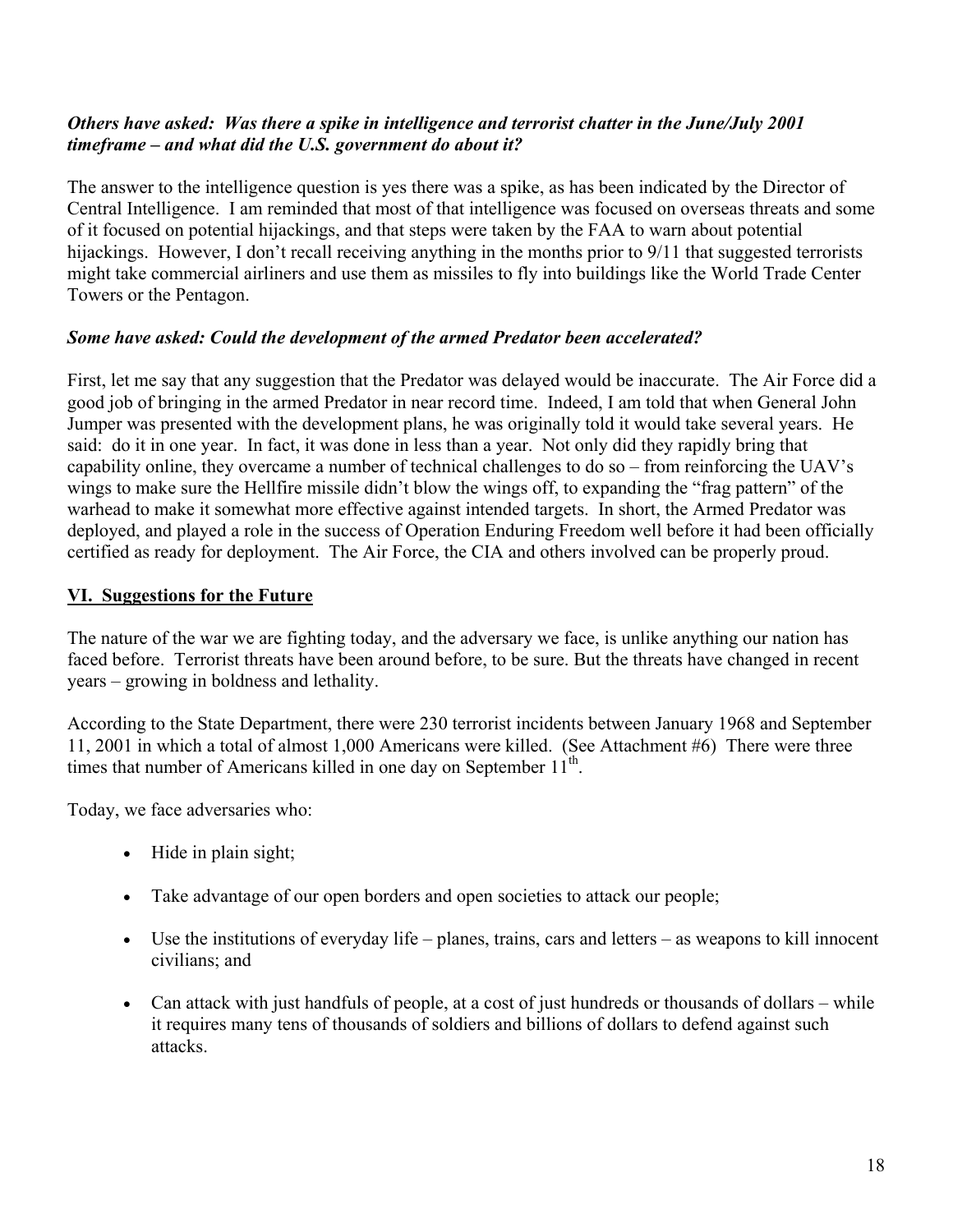***Others have asked: Was there a spike in intelligence and terrorist chatter in the June/July 2001 timeframe – and what did the U.S. government do about it?***

The answer to the intelligence question is yes there was a spike, as has been indicated by the Director of Central Intelligence. I am reminded that most of that intelligence was focused on overseas threats and some of it focused on potential hijackings, and that steps were taken by the FAA to warn about potential hijackings. However, I don't recall receiving anything in the months prior to 9/11 that suggested terrorists might take commercial airliners and use them as missiles to fly into buildings like the World Trade Center Towers or the Pentagon.

***Some have asked: Could the development of the armed Predator been accelerated?***

First, let me say that any suggestion that the Predator was delayed would be inaccurate. The Air Force did a good job of bringing in the armed Predator in near record time. Indeed, I am told that when General John Jumper was presented with the development plans, he was originally told it would take several years. He said: do it in one year. In fact, it was done in less than a year. Not only did they rapidly bring that capability online, they overcame a number of technical challenges to do so – from reinforcing the UAV's wings to make sure the Hellfire missile didn't blow the wings off, to expanding the "frag pattern" of the warhead to make it somewhat more effective against intended targets. In short, the Armed Predator was deployed, and played a role in the success of Operation Enduring Freedom well before it had been officially certified as ready for deployment. The Air Force, the CIA and others involved can be properly proud.

## VI. Suggestions for the Future

The nature of the war we are fighting today, and the adversary we face, is unlike anything our nation has faced before. Terrorist threats have been around before, to be sure. But the threats have changed in recent years – growing in boldness and lethality.

According to the State Department, there were 230 terrorist incidents between January 1968 and September 11, 2001 in which a total of almost 1,000 Americans were killed. (See Attachment #6) There were three times that number of Americans killed in one day on September 11th.

Today, we face adversaries who:

- Hide in plain sight;
- Take advantage of our open borders and open societies to attack our people;
- Use the institutions of everyday life – planes, trains, cars and letters – as weapons to kill innocent civilians; and
- Can attack with just handfuls of people, at a cost of just hundreds or thousands of dollars – while it requires many tens of thousands of soldiers and billions of dollars to defend against such attacks.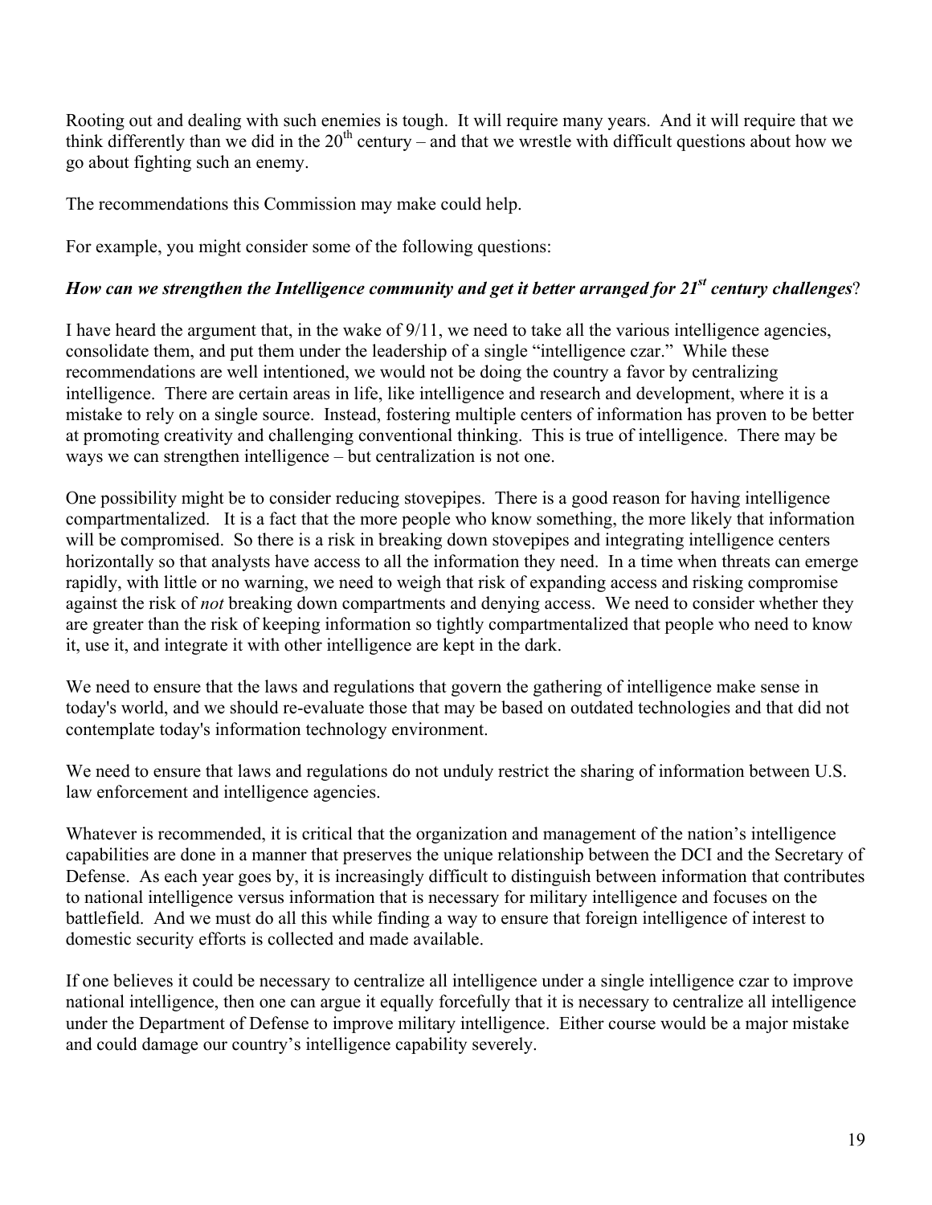Rooting out and dealing with such enemies is tough. It will require many years. And it will require that we think differently than we did in the 20th century – and that we wrestle with difficult questions about how we go about fighting such an enemy.

The recommendations this Commission may make could help.

For example, you might consider some of the following questions:

***How can we strengthen the Intelligence community and get it better arranged for 21st century challenges*?**

I have heard the argument that, in the wake of 9/11, we need to take all the various intelligence agencies, consolidate them, and put them under the leadership of a single "intelligence czar." While these recommendations are well intentioned, we would not be doing the country a favor by centralizing intelligence. There are certain areas in life, like intelligence and research and development, where it is a mistake to rely on a single source. Instead, fostering multiple centers of information has proven to be better at promoting creativity and challenging conventional thinking. This is true of intelligence. There may be ways we can strengthen intelligence – but centralization is not one.

One possibility might be to consider reducing stovepipes. There is a good reason for having intelligence compartmentalized. It is a fact that the more people who know something, the more likely that information will be compromised. So there is a risk in breaking down stovepipes and integrating intelligence centers horizontally so that analysts have access to all the information they need. In a time when threats can emerge rapidly, with little or no warning, we need to weigh that risk of expanding access and risking compromise against the risk of *not* breaking down compartments and denying access. We need to consider whether they are greater than the risk of keeping information so tightly compartmentalized that people who need to know it, use it, and integrate it with other intelligence are kept in the dark.

We need to ensure that the laws and regulations that govern the gathering of intelligence make sense in today's world, and we should re-evaluate those that may be based on outdated technologies and that did not contemplate today's information technology environment.

We need to ensure that laws and regulations do not unduly restrict the sharing of information between U.S. law enforcement and intelligence agencies.

Whatever is recommended, it is critical that the organization and management of the nation's intelligence capabilities are done in a manner that preserves the unique relationship between the DCI and the Secretary of Defense. As each year goes by, it is increasingly difficult to distinguish between information that contributes to national intelligence versus information that is necessary for military intelligence and focuses on the battlefield. And we must do all this while finding a way to ensure that foreign intelligence of interest to domestic security efforts is collected and made available.

If one believes it could be necessary to centralize all intelligence under a single intelligence czar to improve national intelligence, then one can argue it equally forcefully that it is necessary to centralize all intelligence under the Department of Defense to improve military intelligence. Either course would be a major mistake and could damage our country's intelligence capability severely.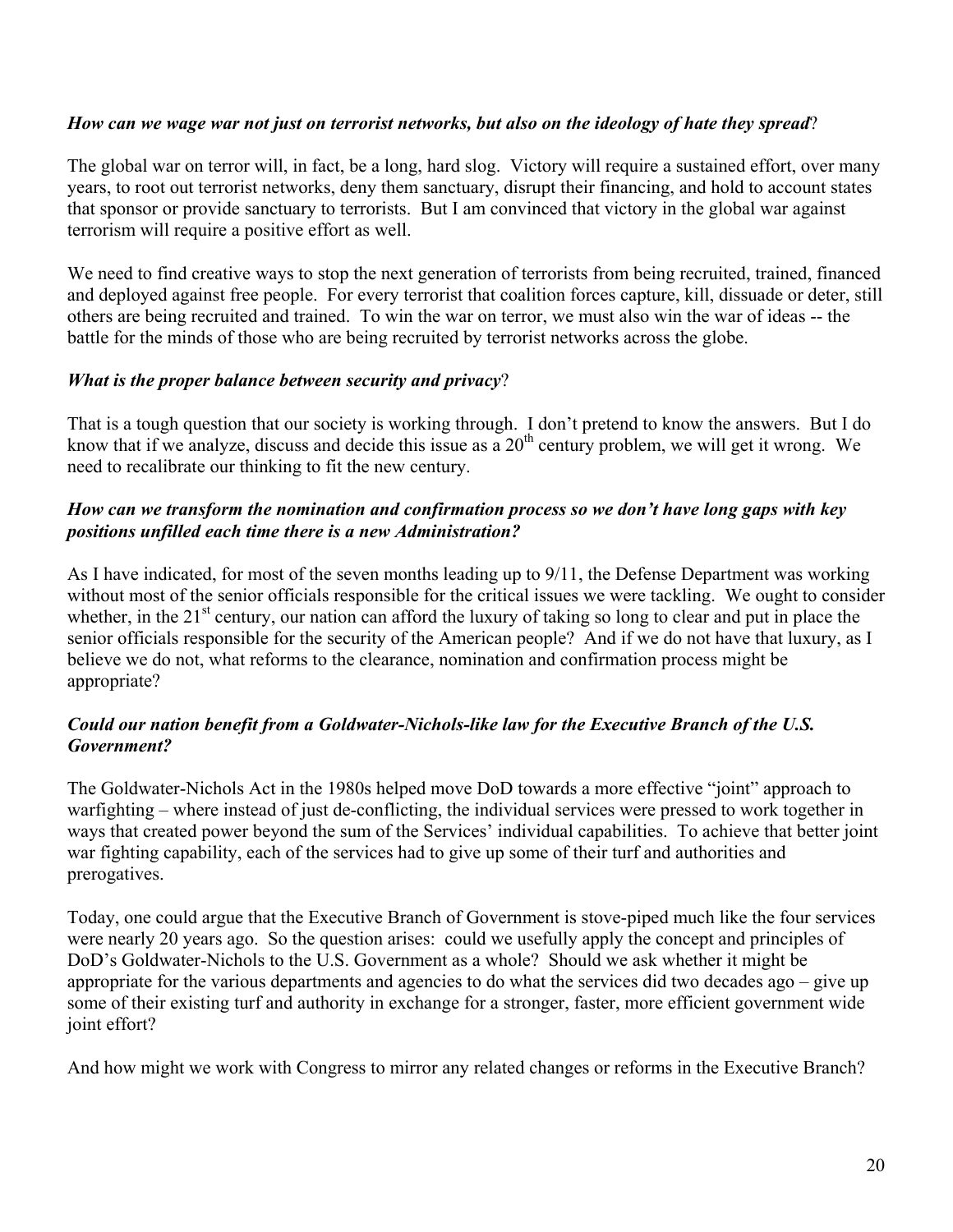***How can we wage war not just on terrorist networks, but also on the ideology of hate they spread*?**

The global war on terror will, in fact, be a long, hard slog. Victory will require a sustained effort, over many years, to root out terrorist networks, deny them sanctuary, disrupt their financing, and hold to account states that sponsor or provide sanctuary to terrorists. But I am convinced that victory in the global war against terrorism will require a positive effort as well.

We need to find creative ways to stop the next generation of terrorists from being recruited, trained, financed and deployed against free people. For every terrorist that coalition forces capture, kill, dissuade or deter, still others are being recruited and trained. To win the war on terror, we must also win the war of ideas -- the battle for the minds of those who are being recruited by terrorist networks across the globe.

***What is the proper balance between security and privacy*?**

That is a tough question that our society is working through. I don't pretend to know the answers. But I do know that if we analyze, discuss and decide this issue as a 20th century problem, we will get it wrong. We need to recalibrate our thinking to fit the new century.

***How can we transform the nomination and confirmation process so we don't have long gaps with key positions unfilled each time there is a new Administration?***

As I have indicated, for most of the seven months leading up to 9/11, the Defense Department was working without most of the senior officials responsible for the critical issues we were tackling. We ought to consider whether, in the 21st century, our nation can afford the luxury of taking so long to clear and put in place the senior officials responsible for the security of the American people? And if we do not have that luxury, as I believe we do not, what reforms to the clearance, nomination and confirmation process might be appropriate?

***Could our nation benefit from a Goldwater-Nichols-like law for the Executive Branch of the U.S. Government?***

The Goldwater-Nichols Act in the 1980s helped move DoD towards a more effective "joint" approach to warfighting – where instead of just de-conflicting, the individual services were pressed to work together in ways that created power beyond the sum of the Services' individual capabilities. To achieve that better joint war fighting capability, each of the services had to give up some of their turf and authorities and prerogatives.

Today, one could argue that the Executive Branch of Government is stove-piped much like the four services were nearly 20 years ago. So the question arises: could we usefully apply the concept and principles of DoD's Goldwater-Nichols to the U.S. Government as a whole? Should we ask whether it might be appropriate for the various departments and agencies to do what the services did two decades ago – give up some of their existing turf and authority in exchange for a stronger, faster, more efficient government wide joint effort?

And how might we work with Congress to mirror any related changes or reforms in the Executive Branch?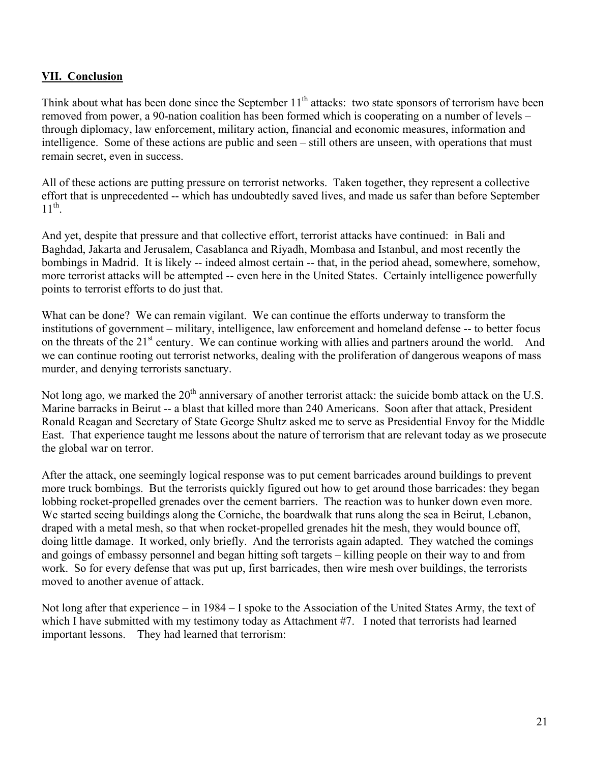## VII. Conclusion

Think about what has been done since the September 11th attacks: two state sponsors of terrorism have been removed from power, a 90-nation coalition has been formed which is cooperating on a number of levels – through diplomacy, law enforcement, military action, financial and economic measures, information and intelligence. Some of these actions are public and seen – still others are unseen, with operations that must remain secret, even in success.

All of these actions are putting pressure on terrorist networks. Taken together, they represent a collective effort that is unprecedented -- which has undoubtedly saved lives, and made us safer than before September 11th.

And yet, despite that pressure and that collective effort, terrorist attacks have continued: in Bali and Baghdad, Jakarta and Jerusalem, Casablanca and Riyadh, Mombasa and Istanbul, and most recently the bombings in Madrid. It is likely -- indeed almost certain -- that, in the period ahead, somewhere, somehow, more terrorist attacks will be attempted -- even here in the United States. Certainly intelligence powerfully points to terrorist efforts to do just that.

What can be done? We can remain vigilant. We can continue the efforts underway to transform the institutions of government – military, intelligence, law enforcement and homeland defense -- to better focus on the threats of the 21st century. We can continue working with allies and partners around the world. And we can continue rooting out terrorist networks, dealing with the proliferation of dangerous weapons of mass murder, and denying terrorists sanctuary.

Not long ago, we marked the 20th anniversary of another terrorist attack: the suicide bomb attack on the U.S. Marine barracks in Beirut -- a blast that killed more than 240 Americans. Soon after that attack, President Ronald Reagan and Secretary of State George Shultz asked me to serve as Presidential Envoy for the Middle East. That experience taught me lessons about the nature of terrorism that are relevant today as we prosecute the global war on terror.

After the attack, one seemingly logical response was to put cement barricades around buildings to prevent more truck bombings. But the terrorists quickly figured out how to get around those barricades: they began lobbing rocket-propelled grenades over the cement barriers. The reaction was to hunker down even more. We started seeing buildings along the Corniche, the boardwalk that runs along the sea in Beirut, Lebanon, draped with a metal mesh, so that when rocket-propelled grenades hit the mesh, they would bounce off, doing little damage. It worked, only briefly. And the terrorists again adapted. They watched the comings and goings of embassy personnel and began hitting soft targets – killing people on their way to and from work. So for every defense that was put up, first barricades, then wire mesh over buildings, the terrorists moved to another avenue of attack.

Not long after that experience – in 1984 – I spoke to the Association of the United States Army, the text of which I have submitted with my testimony today as Attachment #7. I noted that terrorists had learned important lessons. They had learned that terrorism: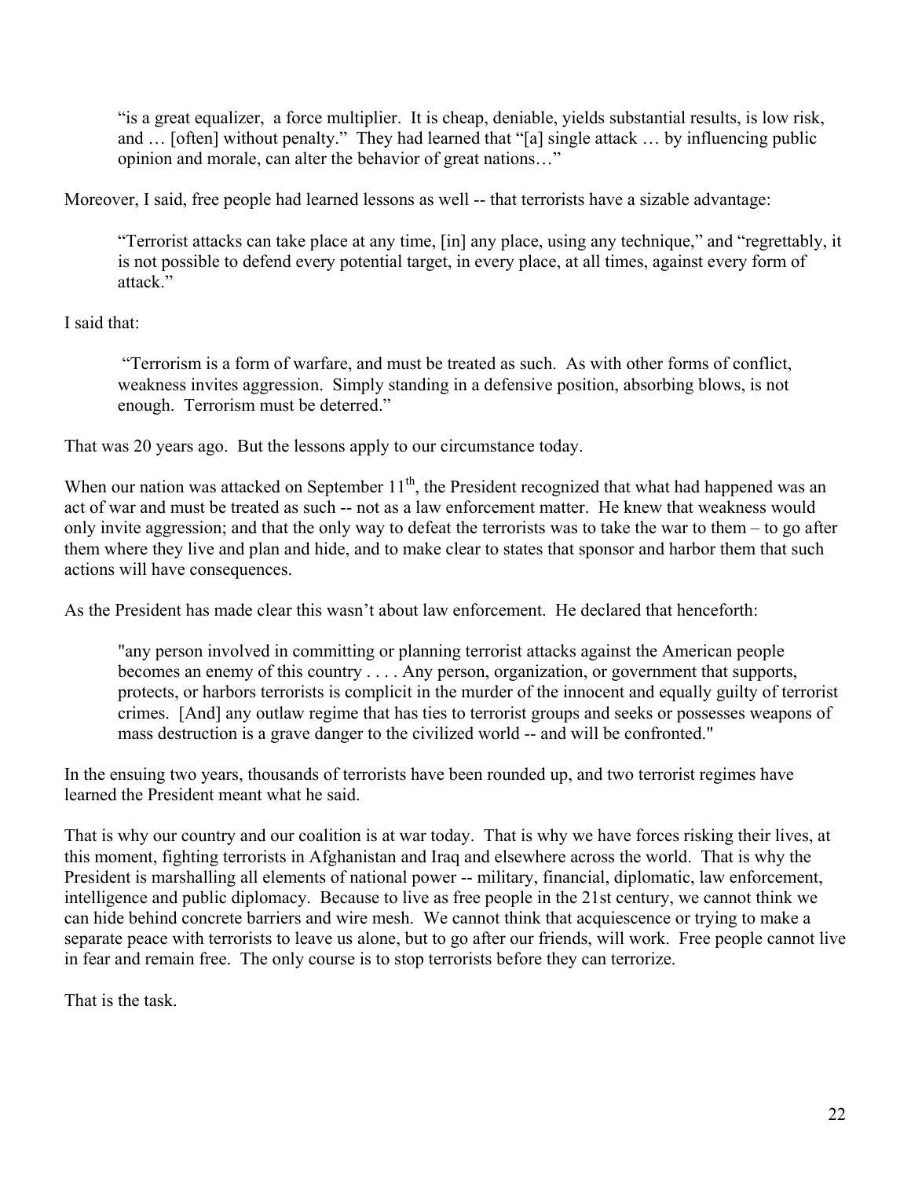> “is a great equalizer, a force multiplier. It is cheap, deniable, yields substantial results, is low risk, and … [often] without penalty.” They had learned that “[a] single attack … by influencing public opinion and morale, can alter the behavior of great nations…”

Moreover, I said, free people had learned lessons as well -- that terrorists have a sizable advantage:

> “Terrorist attacks can take place at any time, [in] any place, using any technique,” and “regrettably, it is not possible to defend every potential target, in every place, at all times, against every form of attack.”

I said that:

> “Terrorism is a form of warfare, and must be treated as such. As with other forms of conflict, weakness invites aggression. Simply standing in a defensive position, absorbing blows, is not enough. Terrorism must be deterred.”

That was 20 years ago. But the lessons apply to our circumstance today.

When our nation was attacked on September 11th, the President recognized that what had happened was an act of war and must be treated as such -- not as a law enforcement matter. He knew that weakness would only invite aggression; and that the only way to defeat the terrorists was to take the war to them – to go after them where they live and plan and hide, and to make clear to states that sponsor and harbor them that such actions will have consequences.

As the President has made clear this wasn’t about law enforcement. He declared that henceforth:

> "any person involved in committing or planning terrorist attacks against the American people becomes an enemy of this country . . . . Any person, organization, or government that supports, protects, or harbors terrorists is complicit in the murder of the innocent and equally guilty of terrorist crimes. [And] any outlaw regime that has ties to terrorist groups and seeks or possesses weapons of mass destruction is a grave danger to the civilized world -- and will be confronted."

In the ensuing two years, thousands of terrorists have been rounded up, and two terrorist regimes have learned the President meant what he said.

That is why our country and our coalition is at war today. That is why we have forces risking their lives, at this moment, fighting terrorists in Afghanistan and Iraq and elsewhere across the world. That is why the President is marshalling all elements of national power -- military, financial, diplomatic, law enforcement, intelligence and public diplomacy. Because to live as free people in the 21st century, we cannot think we can hide behind concrete barriers and wire mesh. We cannot think that acquiescence or trying to make a separate peace with terrorists to leave us alone, but to go after our friends, will work. Free people cannot live in fear and remain free. The only course is to stop terrorists before they can terrorize.

That is the task.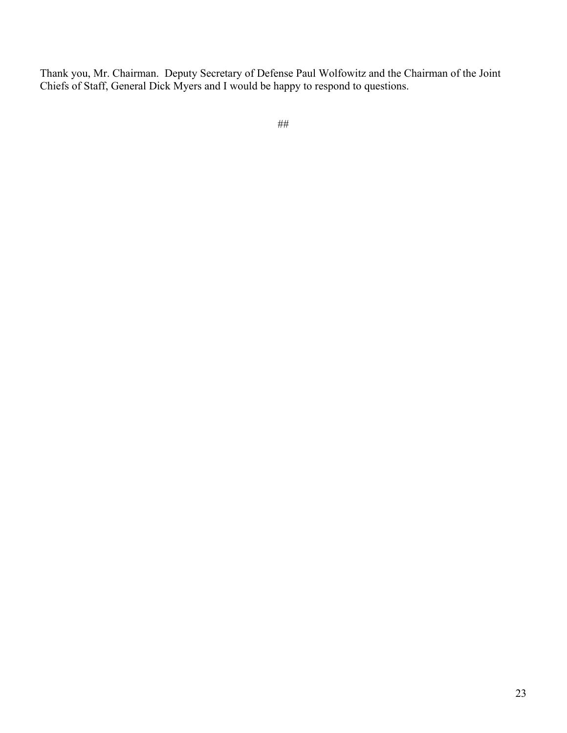Thank you, Mr. Chairman. Deputy Secretary of Defense Paul Wolfowitz and the Chairman of the Joint Chiefs of Staff, General Dick Myers and I would be happy to respond to questions.

##